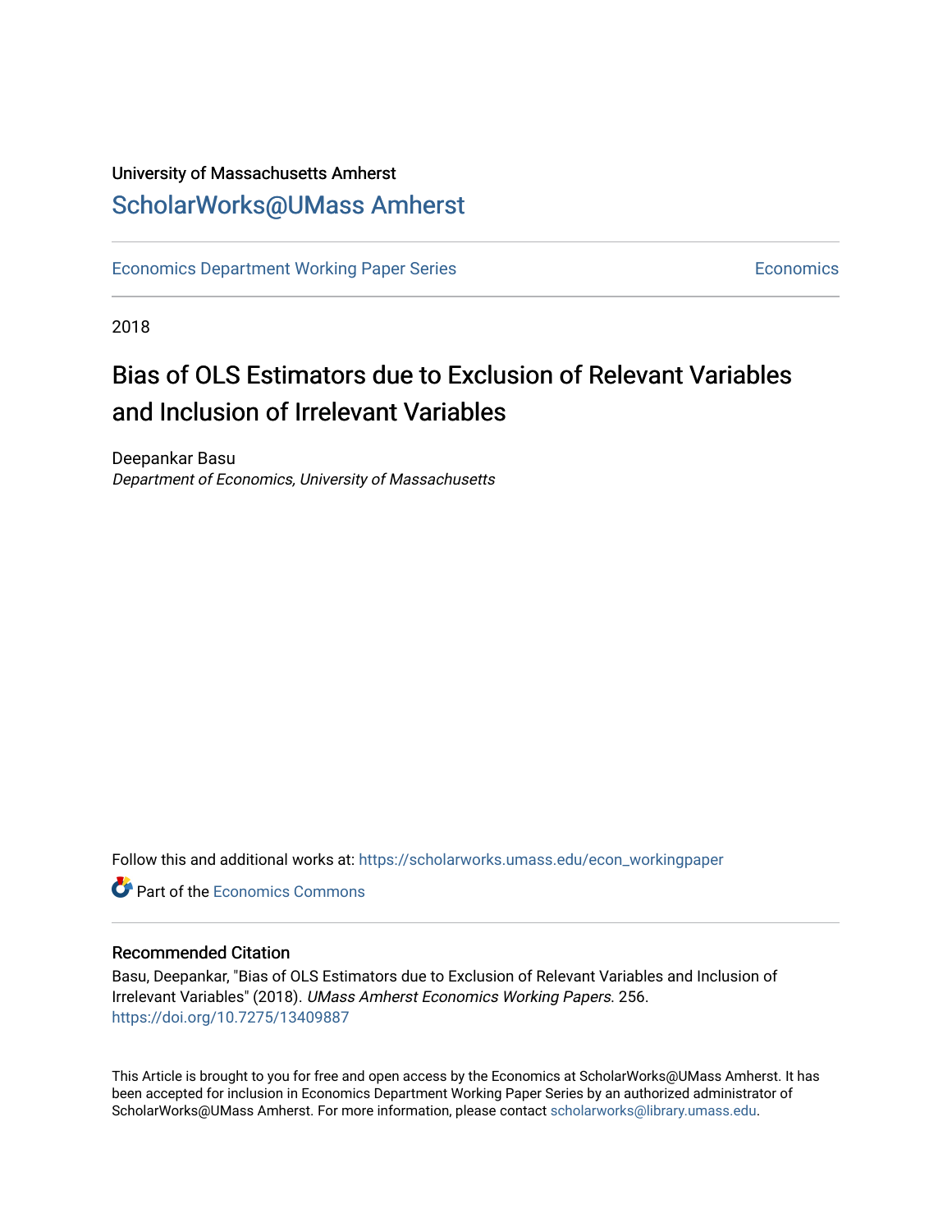University of Massachusetts Amherst

## ScholarWorks@UMass Amherst

Economics Department Working Paper Series | Economics

2018

# Bias of OLS Estimators due to Exclusion of Relevant Variables and Inclusion of Irrelevant Variables

Deepankar Basu
*Department of Economics, University of Massachusetts*

Follow this and additional works at: https://scholarworks.umass.edu/econ_workingpaper

Part of the Economics Commons

### Recommended Citation

Basu, Deepankar, "Bias of OLS Estimators due to Exclusion of Relevant Variables and Inclusion of Irrelevant Variables" (2018). *UMass Amherst Economics Working Papers*. 256.
https://doi.org/10.7275/13409887

This Article is brought to you for free and open access by the Economics at ScholarWorks@UMass Amherst. It has been accepted for inclusion in Economics Department Working Paper Series by an authorized administrator of ScholarWorks@UMass Amherst. For more information, please contact scholarworks@library.umass.edu.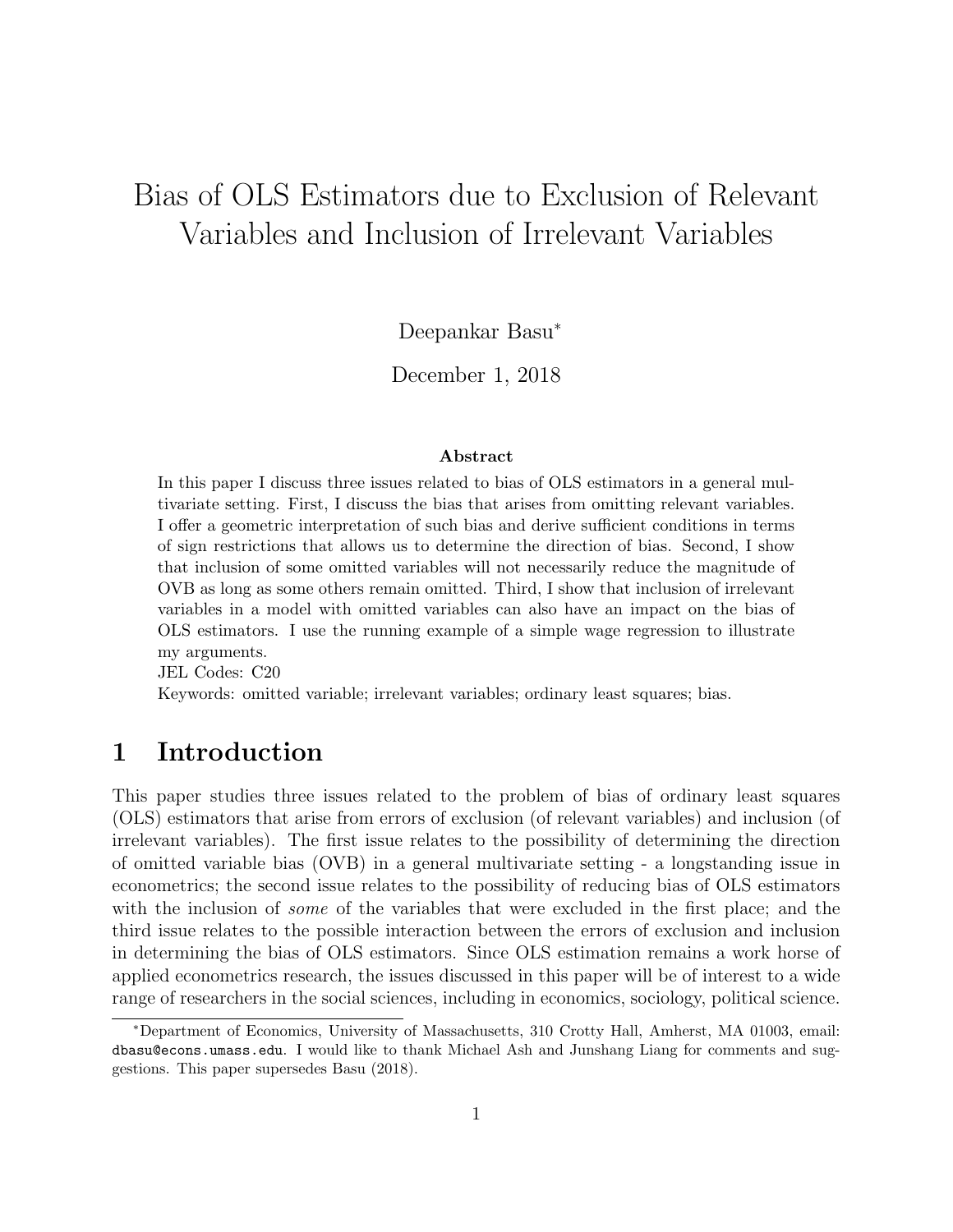# Bias of OLS Estimators due to Exclusion of Relevant Variables and Inclusion of Irrelevant Variables

Deepankar Basu*

December 1, 2018

**Abstract**

In this paper I discuss three issues related to bias of OLS estimators in a general multivariate setting. First, I discuss the bias that arises from omitting relevant variables. I offer a geometric interpretation of such bias and derive sufficient conditions in terms of sign restrictions that allows us to determine the direction of bias. Second, I show that inclusion of some omitted variables will not necessarily reduce the magnitude of OVB as long as some others remain omitted. Third, I show that inclusion of irrelevant variables in a model with omitted variables can also have an impact on the bias of OLS estimators. I use the running example of a simple wage regression to illustrate my arguments.

JEL Codes: C20

Keywords: omitted variable; irrelevant variables; ordinary least squares; bias.

## 1 Introduction

This paper studies three issues related to the problem of bias of ordinary least squares (OLS) estimators that arise from errors of exclusion (of relevant variables) and inclusion (of irrelevant variables). The first issue relates to the possibility of determining the direction of omitted variable bias (OVB) in a general multivariate setting - a longstanding issue in econometrics; the second issue relates to the possibility of reducing bias of OLS estimators with the inclusion of *some* of the variables that were excluded in the first place; and the third issue relates to the possible interaction between the errors of exclusion and inclusion in determining the bias of OLS estimators. Since OLS estimation remains a work horse of applied econometrics research, the issues discussed in this paper will be of interest to a wide range of researchers in the social sciences, including in economics, sociology, political science.

*Department of Economics, University of Massachusetts, 310 Crotty Hall, Amherst, MA 01003, email: dbasu@econs.umass.edu. I would like to thank Michael Ash and Junshang Liang for comments and suggestions. This paper supersedes Basu (2018).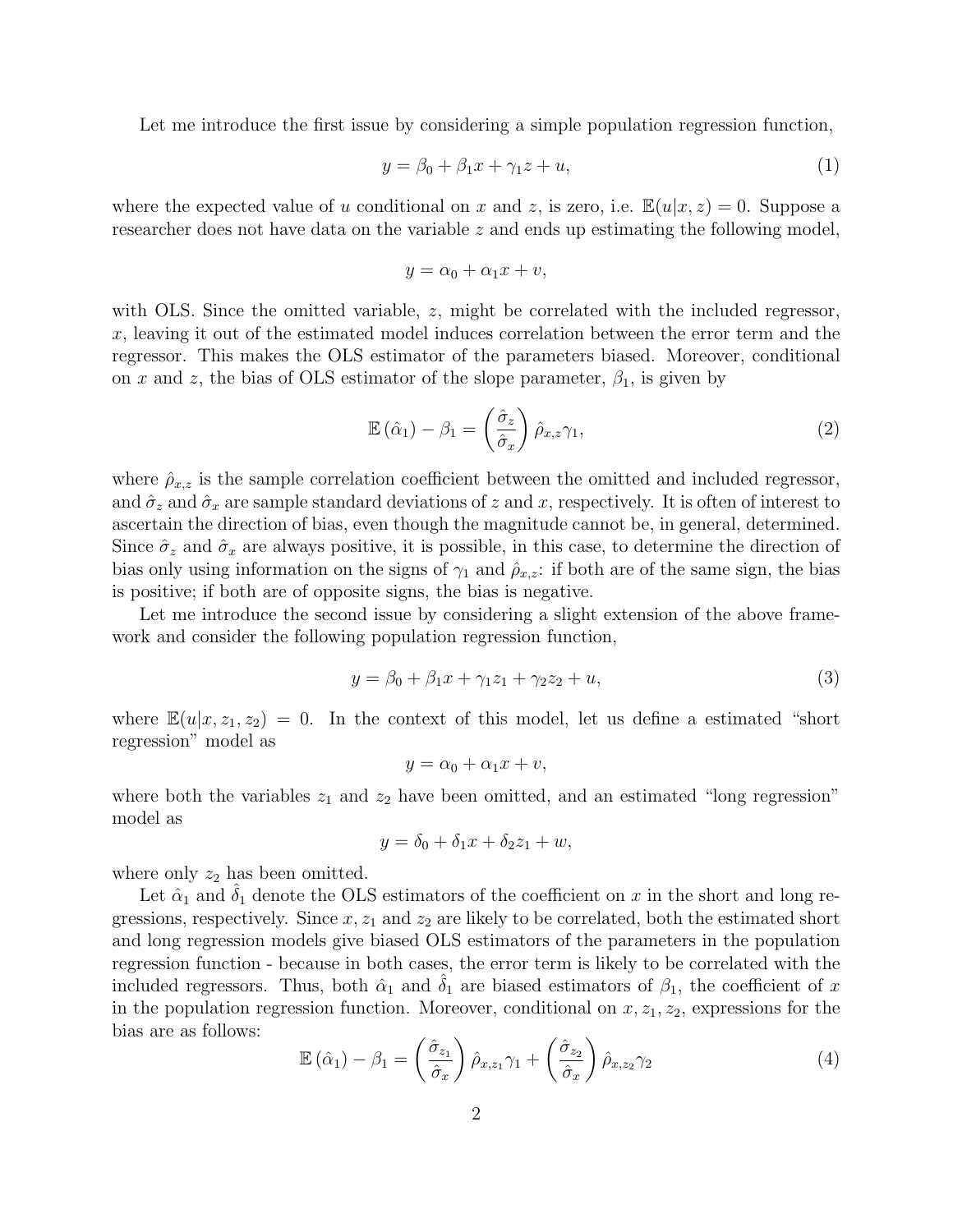Let me introduce the first issue by considering a simple population regression function,

$$y = \beta_0 + \beta_1 x + \gamma_1 z + u, \tag{1}$$

where the expected value of $u$ conditional on $x$ and $z$, is zero, i.e. $\mathbb{E}(u|x, z) = 0$. Suppose a researcher does not have data on the variable $z$ and ends up estimating the following model,

$$y = \alpha_0 + \alpha_1 x + v,$$

with OLS. Since the omitted variable, $z$, might be correlated with the included regressor, $x$, leaving it out of the estimated model induces correlation between the error term and the regressor. This makes the OLS estimator of the parameters biased. Moreover, conditional on $x$ and $z$, the bias of OLS estimator of the slope parameter, $\beta_1$, is given by

$$\mathbb{E}\left(\hat{\alpha}_1\right) - \beta_1 = \left(\frac{\hat{\sigma}_z}{\hat{\sigma}_x}\right) \hat{\rho}_{x,z} \gamma_1, \tag{2}$$

where $\hat{\rho}_{x,z}$ is the sample correlation coefficient between the omitted and included regressor, and $\hat{\sigma}_z$ and $\hat{\sigma}_x$ are sample standard deviations of $z$ and $x$, respectively. It is often of interest to ascertain the direction of bias, even though the magnitude cannot be, in general, determined. Since $\hat{\sigma}_z$ and $\hat{\sigma}_x$ are always positive, it is possible, in this case, to determine the direction of bias only using information on the signs of $\gamma_1$ and $\hat{\rho}_{x,z}$: if both are of the same sign, the bias is positive; if both are of opposite signs, the bias is negative.

Let me introduce the second issue by considering a slight extension of the above framework and consider the following population regression function,

$$y = \beta_0 + \beta_1 x + \gamma_1 z_1 + \gamma_2 z_2 + u, \tag{3}$$

where $\mathbb{E}(u|x, z_1, z_2) = 0$. In the context of this model, let us define a estimated "short regression" model as

$$y = \alpha_0 + \alpha_1 x + v,$$

where both the variables $z_1$ and $z_2$ have been omitted, and an estimated "long regression" model as

$$y = \delta_0 + \delta_1 x + \delta_2 z_1 + w,$$

where only $z_2$ has been omitted.

Let $\hat{\alpha}_1$ and $\hat{\delta}_1$ denote the OLS estimators of the coefficient on $x$ in the short and long regressions, respectively. Since $x$, $z_1$ and $z_2$ are likely to be correlated, both the estimated short and long regression models give biased OLS estimators of the parameters in the population regression function - because in both cases, the error term is likely to be correlated with the included regressors. Thus, both $\hat{\alpha}_1$ and $\hat{\delta}_1$ are biased estimators of $\beta_1$, the coefficient of $x$ in the population regression function. Moreover, conditional on $x, z_1, z_2$, expressions for the bias are as follows:

$$\mathbb{E}\left(\hat{\alpha}_1\right) - \beta_1 = \left(\frac{\hat{\sigma}_{z_1}}{\hat{\sigma}_x}\right) \hat{\rho}_{x,z_1} \gamma_1 + \left(\frac{\hat{\sigma}_{z_2}}{\hat{\sigma}_x}\right) \hat{\rho}_{x,z_2} \gamma_2 \tag{4}$$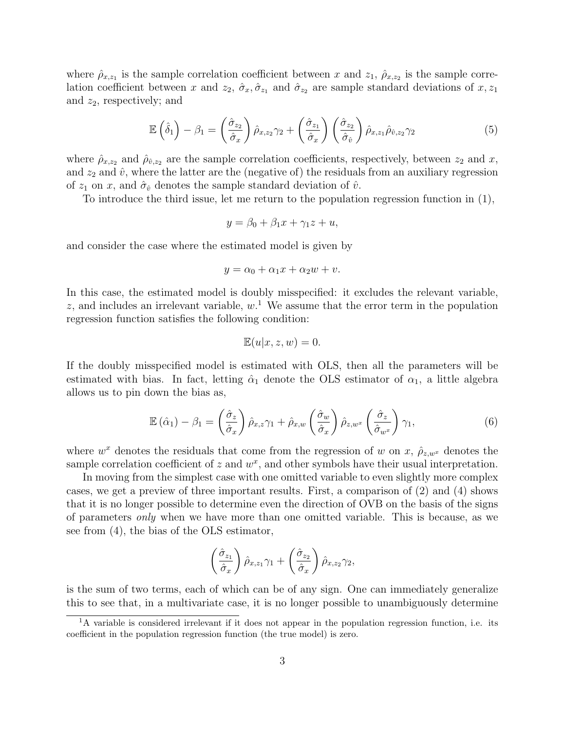where $\hat{\rho}_{x,z_1}$ is the sample correlation coefficient between $x$ and $z_1$, $\hat{\rho}_{x,z_2}$ is the sample correlation coefficient between $x$ and $z_2$, $\hat{\sigma}_x, \hat{\sigma}_{z_1}$ and $\hat{\sigma}_{z_2}$ are sample standard deviations of $x, z_1$ and $z_2$, respectively; and

$$\mathbb{E}\left(\hat{\delta}_1\right) - \beta_1 = \left(\frac{\hat{\sigma}_{z_2}}{\hat{\sigma}_x}\right)\hat{\rho}_{x,z_2}\gamma_2 + \left(\frac{\hat{\sigma}_{z_1}}{\hat{\sigma}_x}\right)\left(\frac{\hat{\sigma}_{z_2}}{\hat{\sigma}_{\hat{v}}}\right)\hat{\rho}_{x,z_1}\hat{\rho}_{\hat{v},z_2}\gamma_2 \tag{5}$$

where $\hat{\rho}_{x,z_2}$ and $\hat{\rho}_{\hat{v},z_2}$ are the sample correlation coefficients, respectively, between $z_2$ and $x$, and $z_2$ and $\hat{v}$, where the latter are the (negative of) the residuals from an auxiliary regression of $z_1$ on $x$, and $\hat{\sigma}_{\hat{v}}$ denotes the sample standard deviation of $\hat{v}$.

To introduce the third issue, let me return to the population regression function in (1),

$$y = \beta_0 + \beta_1 x + \gamma_1 z + u,$$

and consider the case where the estimated model is given by

$$y = \alpha_0 + \alpha_1 x + \alpha_2 w + v.$$

In this case, the estimated model is doubly misspecified: it excludes the relevant variable, $z$, and includes an irrelevant variable, $w$.[1] We assume that the error term in the population regression function satisfies the following condition:

$$\mathbb{E}(u|x, z, w) = 0.$$

If the doubly misspecified model is estimated with OLS, then all the parameters will be estimated with bias. In fact, letting $\hat{\alpha}_1$ denote the OLS estimator of $\alpha_1$, a little algebra allows us to pin down the bias as,

$$\mathbb{E}\left(\hat{\alpha}_1\right) - \beta_1 = \left(\frac{\hat{\sigma}_z}{\hat{\sigma}_x}\right)\hat{\rho}_{x,z}\gamma_1 + \hat{\rho}_{x,w}\left(\frac{\hat{\sigma}_w}{\hat{\sigma}_x}\right)\hat{\rho}_{z,w^x}\left(\frac{\hat{\sigma}_z}{\hat{\sigma}_{w^x}}\right)\gamma_1, \tag{6}$$

where $w^x$ denotes the residuals that come from the regression of $w$ on $x$, $\hat{\rho}_{z,w^x}$ denotes the sample correlation coefficient of $z$ and $w^x$, and other symbols have their usual interpretation.

In moving from the simplest case with one omitted variable to even slightly more complex cases, we get a preview of three important results. First, a comparison of (2) and (4) shows that it is no longer possible to determine even the direction of OVB on the basis of the signs of parameters *only* when we have more than one omitted variable. This is because, as we see from (4), the bias of the OLS estimator,

$$\left(\frac{\hat{\sigma}_{z_1}}{\hat{\sigma}_x}\right)\hat{\rho}_{x,z_1}\gamma_1 + \left(\frac{\hat{\sigma}_{z_2}}{\hat{\sigma}_x}\right)\hat{\rho}_{x,z_2}\gamma_2,$$

is the sum of two terms, each of which can be of any sign. One can immediately generalize this to see that, in a multivariate case, it is no longer possible to unambiguously determine

[1] A variable is considered irrelevant if it does not appear in the population regression function, i.e. its coefficient in the population regression function (the true model) is zero.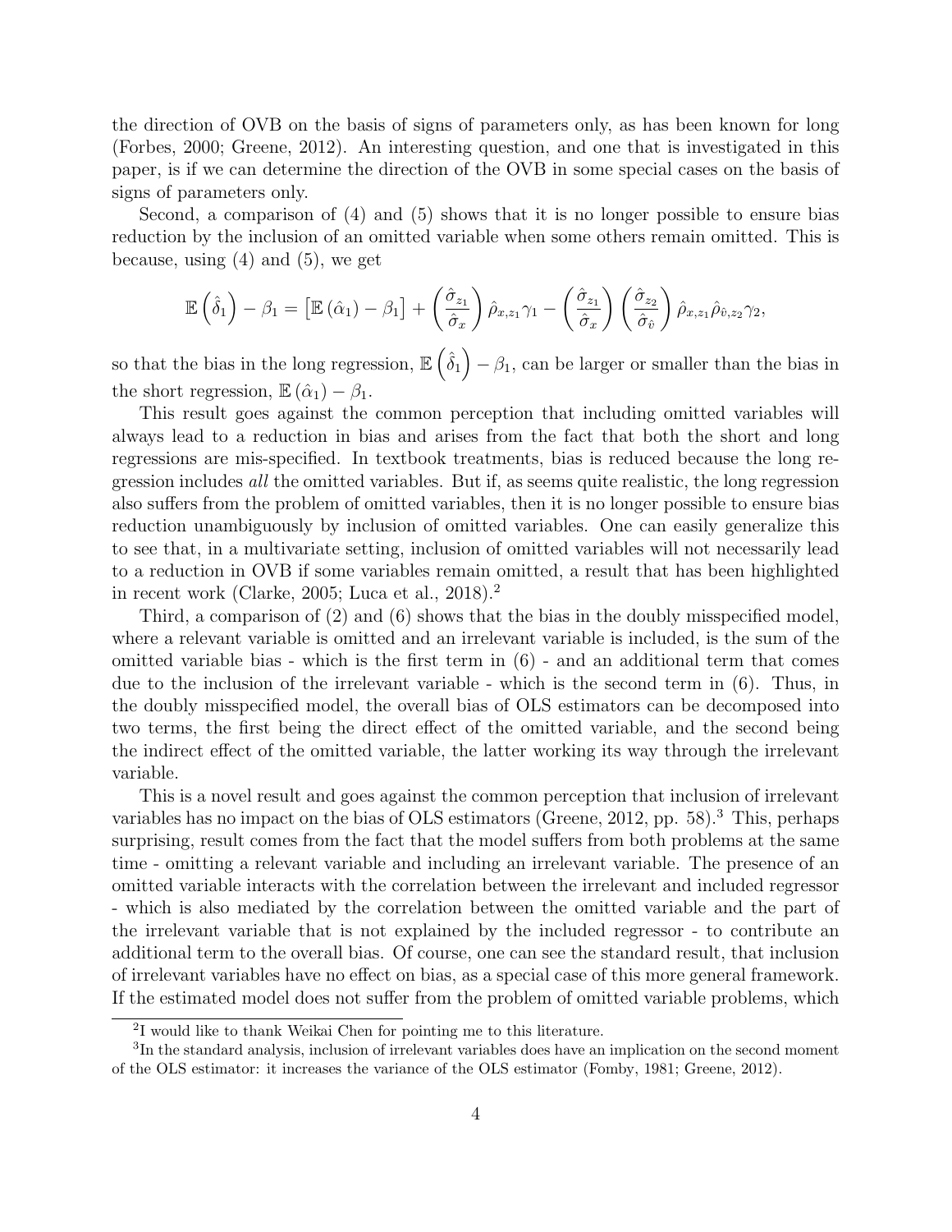the direction of OVB on the basis of signs of parameters only, as has been known for long (Forbes, 2000; Greene, 2012). An interesting question, and one that is investigated in this paper, is if we can determine the direction of the OVB in some special cases on the basis of signs of parameters only.

Second, a comparison of (4) and (5) shows that it is no longer possible to ensure bias reduction by the inclusion of an omitted variable when some others remain omitted. This is because, using (4) and (5), we get

$$\mathbb{E}\left(\hat{\delta}_1\right) - \beta_1 = \left[\mathbb{E}\left(\hat{\alpha}_1\right) - \beta_1\right] + \left(\frac{\hat{\sigma}_{z_1}}{\hat{\sigma}_x}\right)\hat{\rho}_{x,z_1}\gamma_1 - \left(\frac{\hat{\sigma}_{z_1}}{\hat{\sigma}_x}\right)\left(\frac{\hat{\sigma}_{z_2}}{\hat{\sigma}_{\hat{v}}}\right)\hat{\rho}_{x,z_1}\hat{\rho}_{\hat{v},z_2}\gamma_2,$$

so that the bias in the long regression, $\mathbb{E}\left(\hat{\delta}_1\right) - \beta_1$, can be larger or smaller than the bias in the short regression, $\mathbb{E}\left(\hat{\alpha}_1\right) - \beta_1$.

This result goes against the common perception that including omitted variables will always lead to a reduction in bias and arises from the fact that both the short and long regressions are mis-specified. In textbook treatments, bias is reduced because the long regression includes *all* the omitted variables. But if, as seems quite realistic, the long regression also suffers from the problem of omitted variables, then it is no longer possible to ensure bias reduction unambiguously by inclusion of omitted variables. One can easily generalize this to see that, in a multivariate setting, inclusion of omitted variables will not necessarily lead to a reduction in OVB if some variables remain omitted, a result that has been highlighted in recent work (Clarke, 2005; Luca et al., 2018).[2]

Third, a comparison of (2) and (6) shows that the bias in the doubly misspecified model, where a relevant variable is omitted and an irrelevant variable is included, is the sum of the omitted variable bias - which is the first term in (6) - and an additional term that comes due to the inclusion of the irrelevant variable - which is the second term in (6). Thus, in the doubly misspecified model, the overall bias of OLS estimators can be decomposed into two terms, the first being the direct effect of the omitted variable, and the second being the indirect effect of the omitted variable, the latter working its way through the irrelevant variable.

This is a novel result and goes against the common perception that inclusion of irrelevant variables has no impact on the bias of OLS estimators (Greene, 2012, pp. 58).[3] This, perhaps surprising, result comes from the fact that the model suffers from both problems at the same time - omitting a relevant variable and including an irrelevant variable. The presence of an omitted variable interacts with the correlation between the irrelevant and included regressor - which is also mediated by the correlation between the omitted variable and the part of the irrelevant variable that is not explained by the included regressor - to contribute an additional term to the overall bias. Of course, one can see the standard result, that inclusion of irrelevant variables have no effect on bias, as a special case of this more general framework. If the estimated model does not suffer from the problem of omitted variable problems, which

[2] I would like to thank Weikai Chen for pointing me to this literature.

[3] In the standard analysis, inclusion of irrelevant variables does have an implication on the second moment of the OLS estimator: it increases the variance of the OLS estimator (Fomby, 1981; Greene, 2012).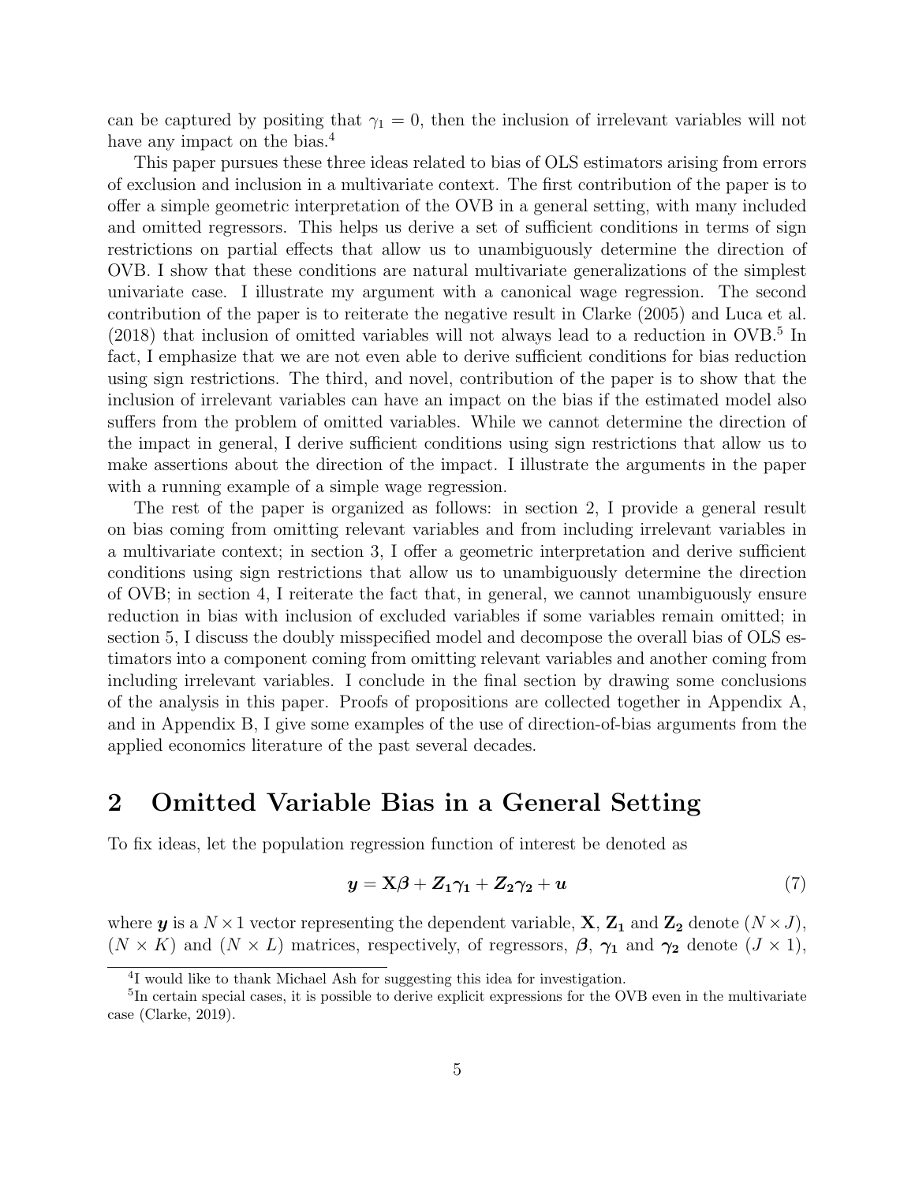can be captured by positing that $\gamma_1 = 0$, then the inclusion of irrelevant variables will not have any impact on the bias.[4]

This paper pursues these three ideas related to bias of OLS estimators arising from errors of exclusion and inclusion in a multivariate context. The first contribution of the paper is to offer a simple geometric interpretation of the OVB in a general setting, with many included and omitted regressors. This helps us derive a set of sufficient conditions in terms of sign restrictions on partial effects that allow us to unambiguously determine the direction of OVB. I show that these conditions are natural multivariate generalizations of the simplest univariate case. I illustrate my argument with a canonical wage regression. The second contribution of the paper is to reiterate the negative result in Clarke (2005) and Luca et al. (2018) that inclusion of omitted variables will not always lead to a reduction in OVB.[5] In fact, I emphasize that we are not even able to derive sufficient conditions for bias reduction using sign restrictions. The third, and novel, contribution of the paper is to show that the inclusion of irrelevant variables can have an impact on the bias if the estimated model also suffers from the problem of omitted variables. While we cannot determine the direction of the impact in general, I derive sufficient conditions using sign restrictions that allow us to make assertions about the direction of the impact. I illustrate the arguments in the paper with a running example of a simple wage regression.

The rest of the paper is organized as follows: in section 2, I provide a general result on bias coming from omitting relevant variables and from including irrelevant variables in a multivariate context; in section 3, I offer a geometric interpretation and derive sufficient conditions using sign restrictions that allow us to unambiguously determine the direction of OVB; in section 4, I reiterate the fact that, in general, we cannot unambiguously ensure reduction in bias with inclusion of excluded variables if some variables remain omitted; in section 5, I discuss the doubly misspecified model and decompose the overall bias of OLS estimators into a component coming from omitting relevant variables and another coming from including irrelevant variables. I conclude in the final section by drawing some conclusions of the analysis in this paper. Proofs of propositions are collected together in Appendix A, and in Appendix B, I give some examples of the use of direction-of-bias arguments from the applied economics literature of the past several decades.

## 2 Omitted Variable Bias in a General Setting

To fix ideas, let the population regression function of interest be denoted as

$$\boldsymbol{y} = \mathbf{X}\boldsymbol{\beta} + \boldsymbol{Z_1}\boldsymbol{\gamma_1} + \boldsymbol{Z_2}\boldsymbol{\gamma_2} + \boldsymbol{u} \tag{7}$$

where $\boldsymbol{y}$ is a $N \times 1$ vector representing the dependent variable, $\mathbf{X}$, $\mathbf{Z_1}$ and $\mathbf{Z_2}$ denote $(N \times J)$, $(N \times K)$ and $(N \times L)$ matrices, respectively, of regressors, $\boldsymbol{\beta}$, $\boldsymbol{\gamma_1}$ and $\boldsymbol{\gamma_2}$ denote $(J \times 1)$,

[4] I would like to thank Michael Ash for suggesting this idea for investigation.

[5] In certain special cases, it is possible to derive explicit expressions for the OVB even in the multivariate case (Clarke, 2019).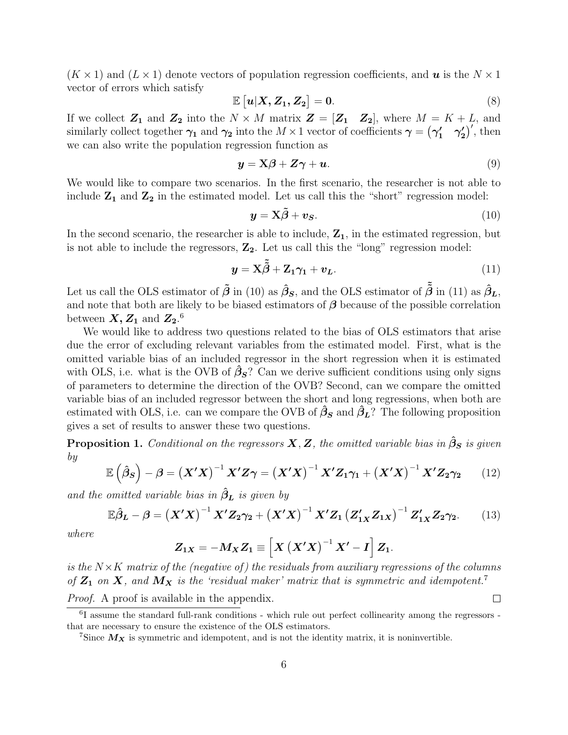$(K \times 1)$ and $(L \times 1)$ denote vectors of population regression coefficients, and $\boldsymbol{u}$ is the $N \times 1$ vector of errors which satisfy

$$\mathbb{E}\left[\boldsymbol{u}|\boldsymbol{X}, \boldsymbol{Z_1}, \boldsymbol{Z_2}\right] = \boldsymbol{0}. \tag{8}$$

If we collect $\boldsymbol{Z_1}$ and $\boldsymbol{Z_2}$ into the $N \times M$ matrix $\boldsymbol{Z} = [\boldsymbol{Z_1} \quad \boldsymbol{Z_2}]$, where $M = K + L$, and similarly collect together $\boldsymbol{\gamma_1}$ and $\boldsymbol{\gamma_2}$ into the $M \times 1$ vector of coefficients $\boldsymbol{\gamma} = \begin{pmatrix}\boldsymbol{\gamma_1'} & \boldsymbol{\gamma_2'}\end{pmatrix}'$, then we can also write the population regression function as

$$\boldsymbol{y} = \mathrm{X}\boldsymbol{\beta} + \boldsymbol{Z}\boldsymbol{\gamma} + \boldsymbol{u}. \tag{9}$$

We would like to compare two scenarios. In the first scenario, the researcher is not able to include $\mathbf{Z_1}$ and $\mathbf{Z_2}$ in the estimated model. Let us call this the "short" regression model:

$$\boldsymbol{y} = \mathrm{X}\tilde{\boldsymbol{\beta}} + \boldsymbol{v_S}. \tag{10}$$

In the second scenario, the researcher is able to include, $\mathbf{Z_1}$, in the estimated regression, but is not able to include the regressors, $\mathbf{Z_2}$. Let us call this the "long" regression model:

$$\boldsymbol{y} = \mathrm{X}\tilde{\tilde{\boldsymbol{\beta}}} + \mathbf{Z_1}\boldsymbol{\gamma_1} + \boldsymbol{v_L}. \tag{11}$$

Let us call the OLS estimator of $\tilde{\boldsymbol{\beta}}$ in (10) as $\hat{\boldsymbol{\beta}}_{\boldsymbol{S}}$, and the OLS estimator of $\tilde{\tilde{\boldsymbol{\beta}}}$ in (11) as $\hat{\boldsymbol{\beta}}_{\boldsymbol{L}}$, and note that both are likely to be biased estimators of $\boldsymbol{\beta}$ because of the possible correlation between $\boldsymbol{X}, \boldsymbol{Z_1}$ and $\boldsymbol{Z_2}$.[6]

We would like to address two questions related to the bias of OLS estimators that arise due the error of excluding relevant variables from the estimated model. First, what is the omitted variable bias of an included regressor in the short regression when it is estimated with OLS, i.e. what is the OVB of $\hat{\boldsymbol{\beta}}_{\boldsymbol{S}}$? Can we derive sufficient conditions using only signs of parameters to determine the direction of the OVB? Second, can we compare the omitted variable bias of an included regressor between the short and long regressions, when both are estimated with OLS, i.e. can we compare the OVB of $\hat{\boldsymbol{\beta}}_{\boldsymbol{S}}$ and $\hat{\boldsymbol{\beta}}_{\boldsymbol{L}}$? The following proposition gives a set of results to answer these two questions.

**Proposition 1.** *Conditional on the regressors $\boldsymbol{X}, \boldsymbol{Z}$, the omitted variable bias in $\hat{\boldsymbol{\beta}}_{\boldsymbol{S}}$ is given by*

$$\mathbb{E}\left(\hat{\boldsymbol{\beta}}_{\boldsymbol{S}}\right) - \boldsymbol{\beta} = \left(\boldsymbol{X'X}\right)^{-1}\boldsymbol{X'Z\gamma} = \left(\boldsymbol{X'X}\right)^{-1}\boldsymbol{X'Z_1\gamma_1} + \left(\boldsymbol{X'X}\right)^{-1}\boldsymbol{X'Z_2\gamma_2} \tag{12}$$

*and the omitted variable bias in $\hat{\boldsymbol{\beta}}_{\boldsymbol{L}}$ is given by*

$$\mathbb{E}\hat{\boldsymbol{\beta}}_{\boldsymbol{L}} - \boldsymbol{\beta} = \left(\boldsymbol{X'X}\right)^{-1}\boldsymbol{X'Z_2\gamma_2} + \left(\boldsymbol{X'X}\right)^{-1}\boldsymbol{X'Z_1}\left(\boldsymbol{Z_{1X}'Z_{1X}}\right)^{-1}\boldsymbol{Z_{1X}'Z_2\gamma_2}. \tag{13}$$

*where*

$$\boldsymbol{Z_{1X}} = -\boldsymbol{M_X Z_1} \equiv \left[\boldsymbol{X}\left(\boldsymbol{X'X}\right)^{-1}\boldsymbol{X'} - \boldsymbol{I}\right]\boldsymbol{Z_1}.$$

*is the $N \times K$ matrix of the (negative of) the residuals from auxiliary regressions of the columns of $\boldsymbol{Z_1}$ on $\boldsymbol{X}$, and $\boldsymbol{M_X}$ is the 'residual maker' matrix that is symmetric and idempotent.*[7]

*Proof.* A proof is available in the appendix. □

[6] I assume the standard full-rank conditions - which rule out perfect collinearity among the regressors - that are necessary to ensure the existence of the OLS estimators.

[7] Since $\boldsymbol{M_X}$ is symmetric and idempotent, and is not the identity matrix, it is noninvertible.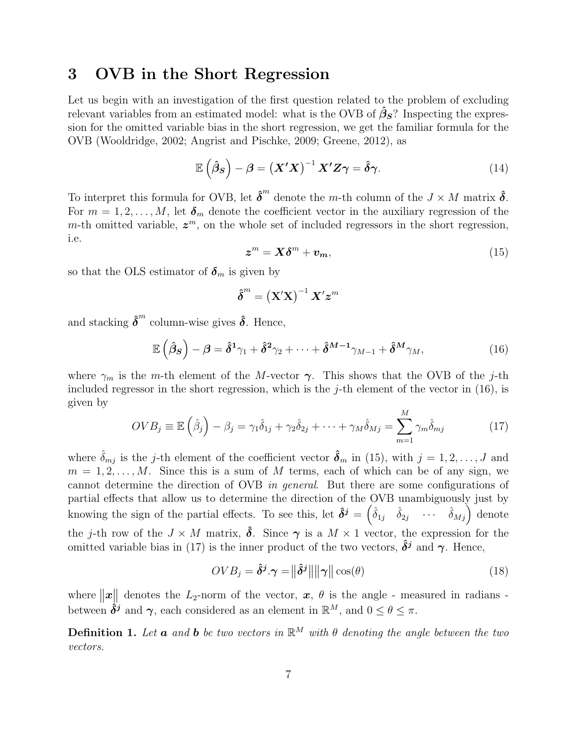## 3 OVB in the Short Regression

Let us begin with an investigation of the first question related to the problem of excluding relevant variables from an estimated model: what is the OVB of $\hat{\boldsymbol{\beta}}_{\boldsymbol{S}}$? Inspecting the expression for the omitted variable bias in the short regression, we get the familiar formula for the OVB (Wooldridge, 2002; Angrist and Pischke, 2009; Greene, 2012), as

$$\mathbb{E}\left(\hat{\boldsymbol{\beta}}_{\boldsymbol{S}}\right) - \boldsymbol{\beta} = \left(\boldsymbol{X'X}\right)^{-1}\boldsymbol{X'Z\gamma} = \hat{\boldsymbol{\delta}}\boldsymbol{\gamma}. \tag{14}$$

To interpret this formula for OVB, let $\hat{\boldsymbol{\delta}}^m$ denote the $m$-th column of the $J \times M$ matrix $\hat{\boldsymbol{\delta}}$. For $m = 1, 2, \ldots, M$, let $\boldsymbol{\delta}_m$ denote the coefficient vector in the auxiliary regression of the $m$-th omitted variable, $\boldsymbol{z}^m$, on the whole set of included regressors in the short regression, i.e.

$$\boldsymbol{z}^m = \boldsymbol{X}\boldsymbol{\delta}^m + \boldsymbol{v}_{\boldsymbol{m}}, \tag{15}$$

so that the OLS estimator of $\boldsymbol{\delta}_m$ is given by

$$\hat{\boldsymbol{\delta}}^m = \left(\mathbf{X'X}\right)^{-1}\boldsymbol{X'}\boldsymbol{z}^m$$

and stacking $\hat{\boldsymbol{\delta}}^m$ column-wise gives $\hat{\boldsymbol{\delta}}$. Hence,

$$\mathbb{E}\left(\hat{\boldsymbol{\beta}}_{\boldsymbol{S}}\right) - \boldsymbol{\beta} = \hat{\boldsymbol{\delta}}^{\boldsymbol{1}}\gamma_1 + \hat{\boldsymbol{\delta}}^{\boldsymbol{2}}\gamma_2 + \cdots + \hat{\boldsymbol{\delta}}^{\boldsymbol{M-1}}\gamma_{M-1} + \hat{\boldsymbol{\delta}}^{\boldsymbol{M}}\gamma_M, \tag{16}$$

where $\gamma_m$ is the $m$-th element of the $M$-vector $\boldsymbol{\gamma}$. This shows that the OVB of the $j$-th included regressor in the short regression, which is the $j$-th element of the vector in (16), is given by

$$OVB_j \equiv \mathbb{E}\left(\hat{\beta}_j\right) - \beta_j = \gamma_1\hat{\delta}_{1j} + \gamma_2\hat{\delta}_{2j} + \cdots + \gamma_M\hat{\delta}_{Mj} = \sum_{m=1}^{M}\gamma_m\hat{\delta}_{mj} \tag{17}$$

where $\hat{\delta}_{mj}$ is the $j$-th element of the coefficient vector $\hat{\boldsymbol{\delta}}_m$ in (15), with $j = 1, 2, \ldots, J$ and $m = 1, 2, \ldots, M$. Since this is a sum of $M$ terms, each of which can be of any sign, we cannot determine the direction of OVB *in general*. But there are some configurations of partial effects that allow us to determine the direction of the OVB unambiguously just by knowing the sign of the partial effects. To see this, let $\hat{\boldsymbol{\delta}}^{\boldsymbol{j}} = \begin{pmatrix}\hat{\delta}_{1j} & \hat{\delta}_{2j} & \cdots & \hat{\delta}_{Mj}\end{pmatrix}$ denote the $j$-th row of the $J \times M$ matrix, $\hat{\boldsymbol{\delta}}$. Since $\boldsymbol{\gamma}$ is a $M \times 1$ vector, the expression for the omitted variable bias in (17) is the inner product of the two vectors, $\hat{\boldsymbol{\delta}}^{\boldsymbol{j}}$ and $\boldsymbol{\gamma}$. Hence,

$$OVB_j = \hat{\boldsymbol{\delta}}^{\boldsymbol{j}}.\boldsymbol{\gamma} = \left\|\hat{\boldsymbol{\delta}}^{\boldsymbol{j}}\right\|\left\|\boldsymbol{\gamma}\right\|\cos(\theta) \tag{18}$$

where $\left\|\boldsymbol{x}\right\|$ denotes the $L_2$-norm of the vector, $\boldsymbol{x}$, $\theta$ is the angle - measured in radians - between $\hat{\boldsymbol{\delta}}^{\boldsymbol{j}}$ and $\boldsymbol{\gamma}$, each considered as an element in $\mathbb{R}^M$, and $0 \leq \theta \leq \pi$.

**Definition 1.** *Let $\boldsymbol{a}$ and $\boldsymbol{b}$ be two vectors in $\mathbb{R}^M$ with $\theta$ denoting the angle between the two vectors.*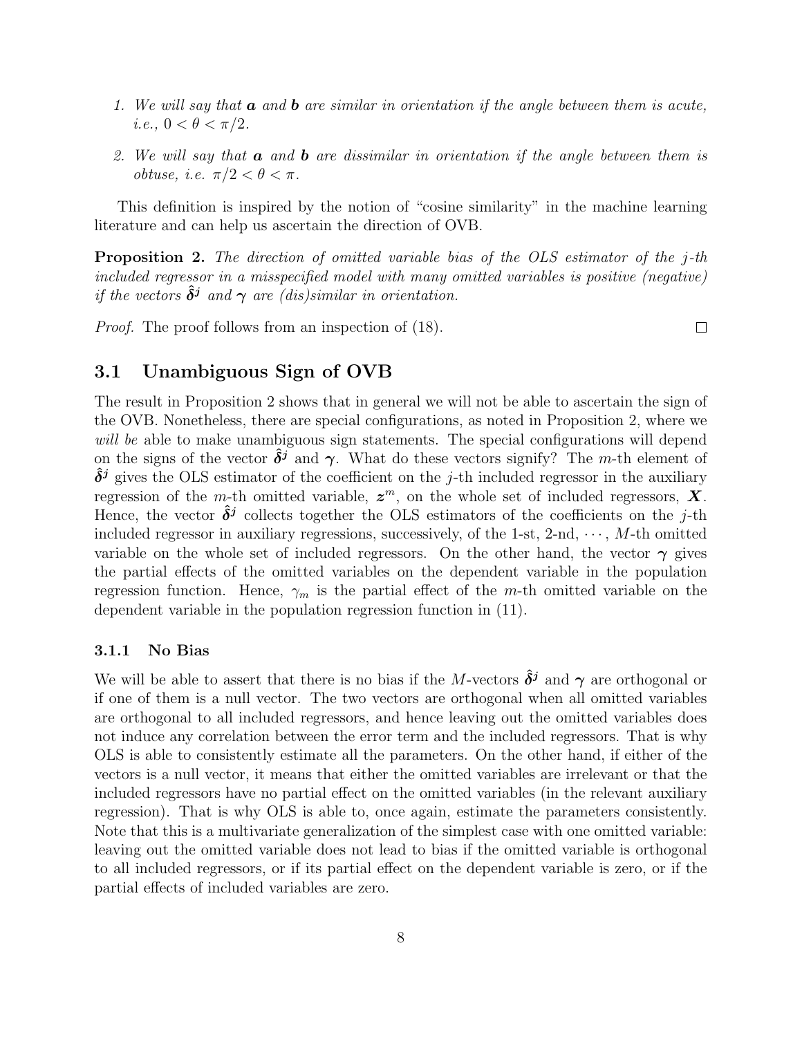1. *We will say that* $\boldsymbol{a}$ *and* $\boldsymbol{b}$ *are similar in orientation if the angle between them is acute, i.e.,* $0 < \theta < \pi/2$.
2. *We will say that* $\boldsymbol{a}$ *and* $\boldsymbol{b}$ *are dissimilar in orientation if the angle between them is obtuse, i.e.* $\pi/2 < \theta < \pi$.

This definition is inspired by the notion of "cosine similarity" in the machine learning literature and can help us ascertain the direction of OVB.

**Proposition 2.** *The direction of omitted variable bias of the OLS estimator of the* $j$*-th included regressor in a misspecified model with many omitted variables is positive (negative) if the vectors* $\hat{\boldsymbol{\delta}}^{\boldsymbol{j}}$ *and* $\boldsymbol{\gamma}$ *are (dis)similar in orientation.*

*Proof.* The proof follows from an inspection of (18). □

## 3.1 Unambiguous Sign of OVB

The result in Proposition 2 shows that in general we will not be able to ascertain the sign of the OVB. Nonetheless, there are special configurations, as noted in Proposition 2, where we *will be* able to make unambiguous sign statements. The special configurations will depend on the signs of the vector $\hat{\boldsymbol{\delta}}^{\boldsymbol{j}}$ and $\boldsymbol{\gamma}$. What do these vectors signify? The $m$-th element of $\hat{\boldsymbol{\delta}}^{\boldsymbol{j}}$ gives the OLS estimator of the coefficient on the $j$-th included regressor in the auxiliary regression of the $m$-th omitted variable, $\boldsymbol{z}^m$, on the whole set of included regressors, $\boldsymbol{X}$. Hence, the vector $\hat{\boldsymbol{\delta}}^{\boldsymbol{j}}$ collects together the OLS estimators of the coefficients on the $j$-th included regressor in auxiliary regressions, successively, of the 1-st, 2-nd, $\cdots$, $M$-th omitted variable on the whole set of included regressors. On the other hand, the vector $\boldsymbol{\gamma}$ gives the partial effects of the omitted variables on the dependent variable in the population regression function. Hence, $\gamma_m$ is the partial effect of the $m$-th omitted variable on the dependent variable in the population regression function in (11).

### 3.1.1 No Bias

We will be able to assert that there is no bias if the $M$-vectors $\hat{\boldsymbol{\delta}}^{\boldsymbol{j}}$ and $\boldsymbol{\gamma}$ are orthogonal or if one of them is a null vector. The two vectors are orthogonal when all omitted variables are orthogonal to all included regressors, and hence leaving out the omitted variables does not induce any correlation between the error term and the included regressors. That is why OLS is able to consistently estimate all the parameters. On the other hand, if either of the vectors is a null vector, it means that either the omitted variables are irrelevant or that the included regressors have no partial effect on the omitted variables (in the relevant auxiliary regression). That is why OLS is able to, once again, estimate the parameters consistently. Note that this is a multivariate generalization of the simplest case with one omitted variable: leaving out the omitted variable does not lead to bias if the omitted variable is orthogonal to all included regressors, or if its partial effect on the dependent variable is zero, or if the partial effects of included variables are zero.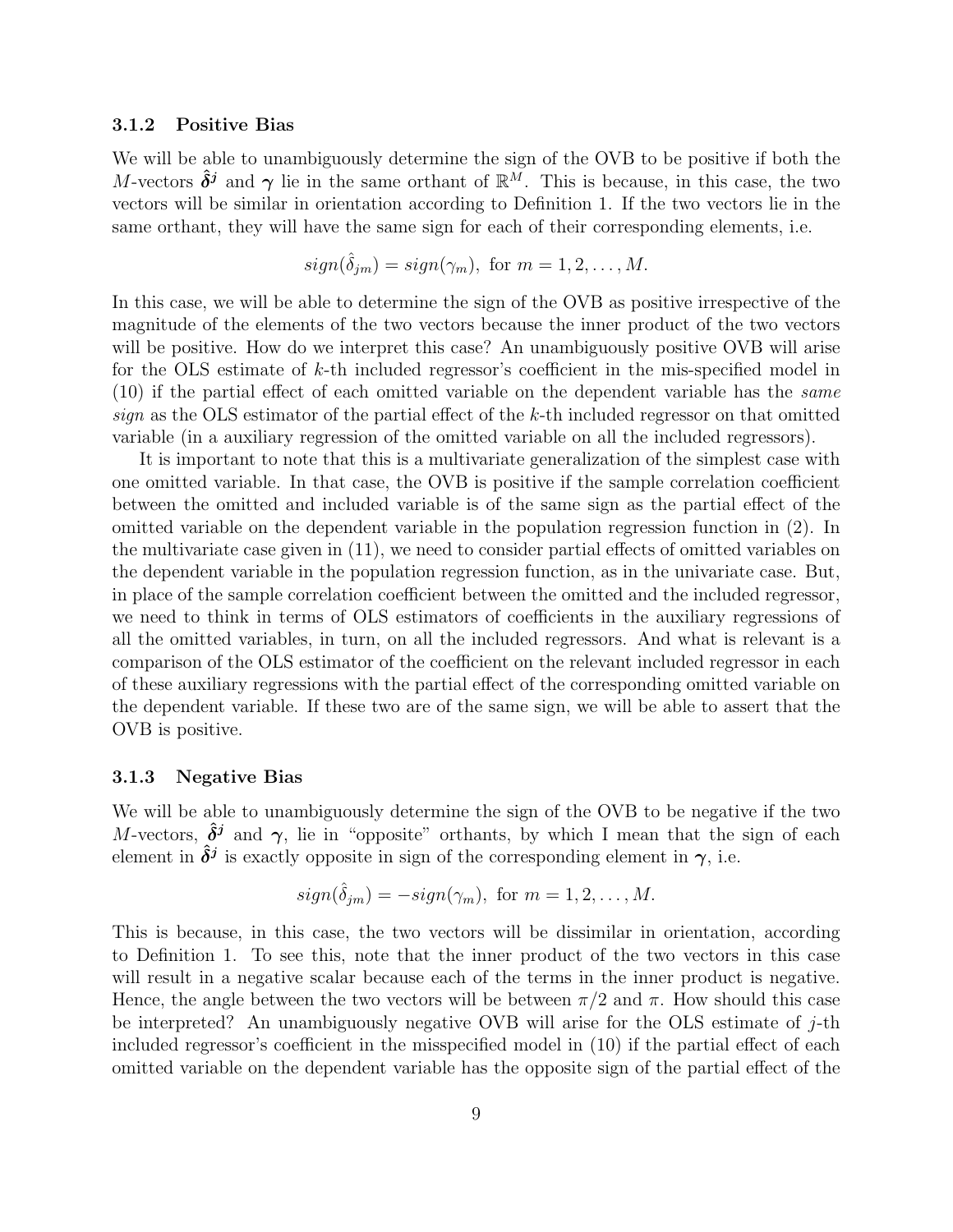### 3.1.2 Positive Bias

We will be able to unambiguously determine the sign of the OVB to be positive if both the $M$-vectors $\hat{\boldsymbol{\delta}}^{\boldsymbol{j}}$ and $\boldsymbol{\gamma}$ lie in the same orthant of $\mathbb{R}^M$. This is because, in this case, the two vectors will be similar in orientation according to Definition 1. If the two vectors lie in the same orthant, they will have the same sign for each of their corresponding elements, i.e.

$$sign(\hat{\delta}_{jm}) = sign(\gamma_m), \text{ for } m = 1, 2, \ldots, M.$$

In this case, we will be able to determine the sign of the OVB as positive irrespective of the magnitude of the elements of the two vectors because the inner product of the two vectors will be positive. How do we interpret this case? An unambiguously positive OVB will arise for the OLS estimate of $k$-th included regressor's coefficient in the mis-specified model in (10) if the partial effect of each omitted variable on the dependent variable has the *same sign* as the OLS estimator of the partial effect of the $k$-th included regressor on that omitted variable (in a auxiliary regression of the omitted variable on all the included regressors).

It is important to note that this is a multivariate generalization of the simplest case with one omitted variable. In that case, the OVB is positive if the sample correlation coefficient between the omitted and included variable is of the same sign as the partial effect of the omitted variable on the dependent variable in the population regression function in (2). In the multivariate case given in (11), we need to consider partial effects of omitted variables on the dependent variable in the population regression function, as in the univariate case. But, in place of the sample correlation coefficient between the omitted and the included regressor, we need to think in terms of OLS estimators of coefficients in the auxiliary regressions of all the omitted variables, in turn, on all the included regressors. And what is relevant is a comparison of the OLS estimator of the coefficient on the relevant included regressor in each of these auxiliary regressions with the partial effect of the corresponding omitted variable on the dependent variable. If these two are of the same sign, we will be able to assert that the OVB is positive.

### 3.1.3 Negative Bias

We will be able to unambiguously determine the sign of the OVB to be negative if the two $M$-vectors, $\hat{\boldsymbol{\delta}}^{\boldsymbol{j}}$ and $\boldsymbol{\gamma}$, lie in "opposite" orthants, by which I mean that the sign of each element in $\hat{\boldsymbol{\delta}}^{\boldsymbol{j}}$ is exactly opposite in sign of the corresponding element in $\boldsymbol{\gamma}$, i.e.

$$sign(\hat{\delta}_{jm}) = -sign(\gamma_m), \text{ for } m = 1, 2, \ldots, M.$$

This is because, in this case, the two vectors will be dissimilar in orientation, according to Definition 1. To see this, note that the inner product of the two vectors in this case will result in a negative scalar because each of the terms in the inner product is negative. Hence, the angle between the two vectors will be between $\pi/2$ and $\pi$. How should this case be interpreted? An unambiguously negative OVB will arise for the OLS estimate of $j$-th included regressor's coefficient in the misspecified model in (10) if the partial effect of each omitted variable on the dependent variable has the opposite sign of the partial effect of the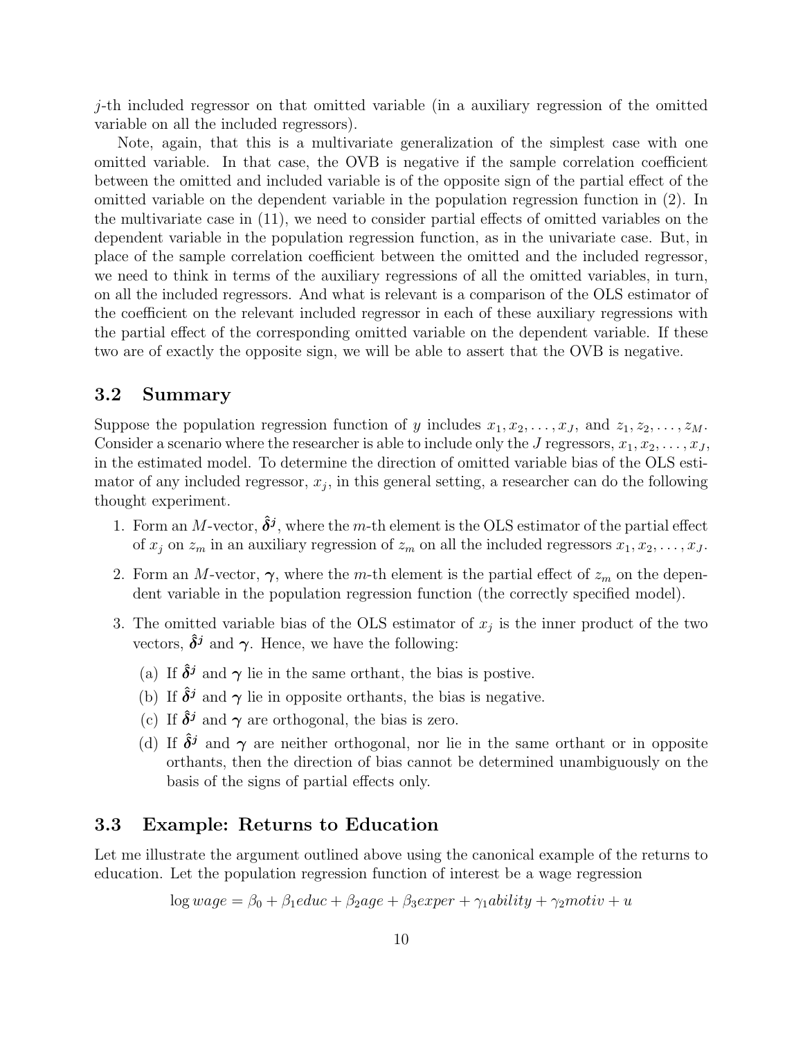$j$-th included regressor on that omitted variable (in a auxiliary regression of the omitted variable on all the included regressors).

Note, again, that this is a multivariate generalization of the simplest case with one omitted variable. In that case, the OVB is negative if the sample correlation coefficient between the omitted and included variable is of the opposite sign of the partial effect of the omitted variable on the dependent variable in the population regression function in (2). In the multivariate case in (11), we need to consider partial effects of omitted variables on the dependent variable in the population regression function, as in the univariate case. But, in place of the sample correlation coefficient between the omitted and the included regressor, we need to think in terms of the auxiliary regressions of all the omitted variables, in turn, on all the included regressors. And what is relevant is a comparison of the OLS estimator of the coefficient on the relevant included regressor in each of these auxiliary regressions with the partial effect of the corresponding omitted variable on the dependent variable. If these two are of exactly the opposite sign, we will be able to assert that the OVB is negative.

## 3.2 Summary

Suppose the population regression function of $y$ includes $x_1, x_2, \ldots, x_J$, and $z_1, z_2, \ldots, z_M$. Consider a scenario where the researcher is able to include only the $J$ regressors, $x_1, x_2, \ldots, x_J$, in the estimated model. To determine the direction of omitted variable bias of the OLS estimator of any included regressor, $x_j$, in this general setting, a researcher can do the following thought experiment.

1. Form an $M$-vector, $\hat{\boldsymbol{\delta}}^{\boldsymbol{j}}$, where the $m$-th element is the OLS estimator of the partial effect of $x_j$ on $z_m$ in an auxiliary regression of $z_m$ on all the included regressors $x_1, x_2, \ldots, x_J$.
2. Form an $M$-vector, $\boldsymbol{\gamma}$, where the $m$-th element is the partial effect of $z_m$ on the dependent variable in the population regression function (the correctly specified model).
3. The omitted variable bias of the OLS estimator of $x_j$ is the inner product of the two vectors, $\hat{\boldsymbol{\delta}}^{\boldsymbol{j}}$ and $\boldsymbol{\gamma}$. Hence, we have the following:
   (a) If $\hat{\boldsymbol{\delta}}^{\boldsymbol{j}}$ and $\boldsymbol{\gamma}$ lie in the same orthant, the bias is postive.
   (b) If $\hat{\boldsymbol{\delta}}^{\boldsymbol{j}}$ and $\boldsymbol{\gamma}$ lie in opposite orthants, the bias is negative.
   (c) If $\hat{\boldsymbol{\delta}}^{\boldsymbol{j}}$ and $\boldsymbol{\gamma}$ are orthogonal, the bias is zero.
   (d) If $\hat{\boldsymbol{\delta}}^{\boldsymbol{j}}$ and $\boldsymbol{\gamma}$ are neither orthogonal, nor lie in the same orthant or in opposite orthants, then the direction of bias cannot be determined unambiguously on the basis of the signs of partial effects only.

## 3.3 Example: Returns to Education

Let me illustrate the argument outlined above using the canonical example of the returns to education. Let the population regression function of interest be a wage regression

$$\log wage = \beta_0 + \beta_1 educ + \beta_2 age + \beta_3 exper + \gamma_1 ability + \gamma_2 motiv + u$$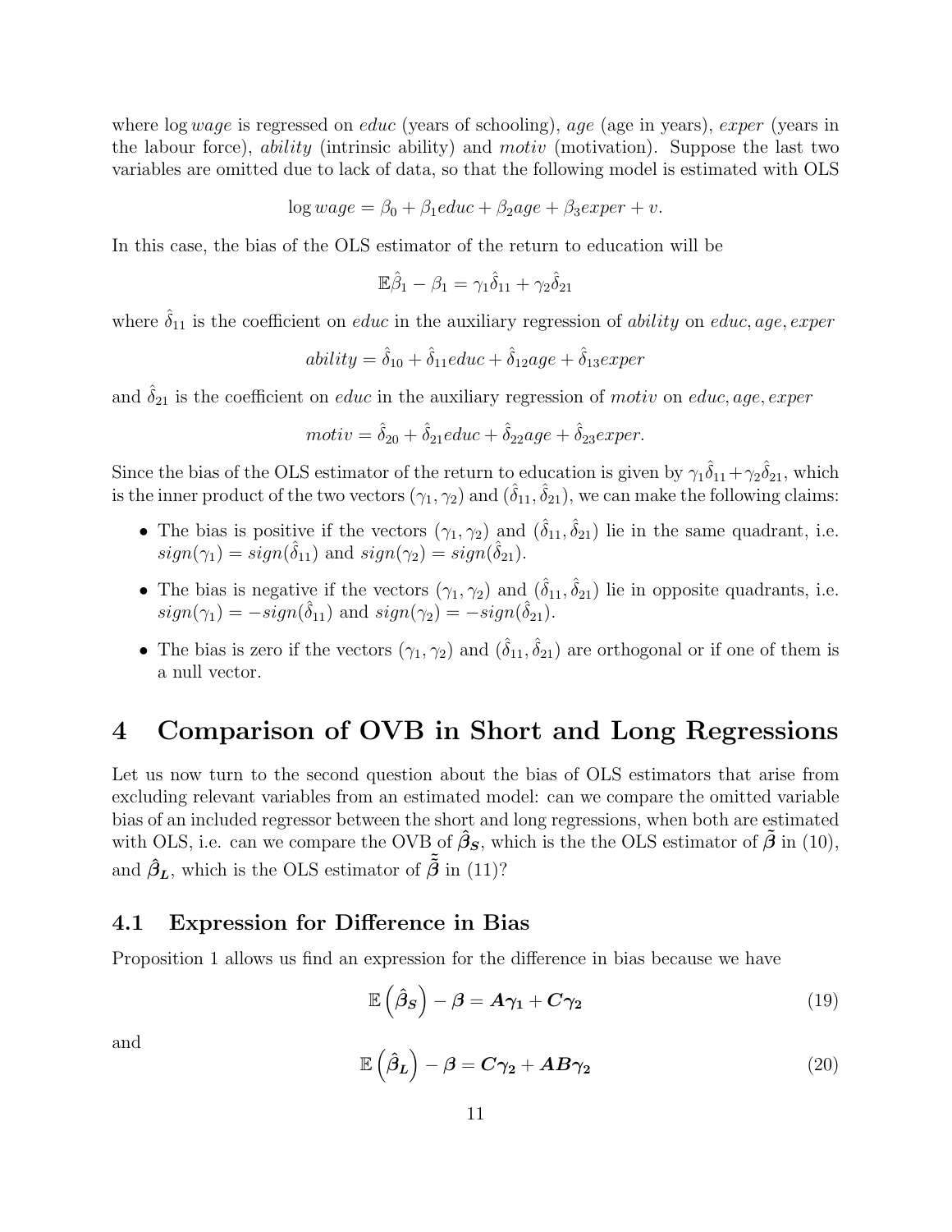where $\log wage$ is regressed on *educ* (years of schooling), *age* (age in years), *exper* (years in the labour force), *ability* (intrinsic ability) and *motiv* (motivation). Suppose the last two variables are omitted due to lack of data, so that the following model is estimated with OLS

$$\log wage = \beta_0 + \beta_1 educ + \beta_2 age + \beta_3 exper + v.$$

In this case, the bias of the OLS estimator of the return to education will be

$$\mathbb{E}\hat{\beta}_1 - \beta_1 = \gamma_1 \hat{\delta}_{11} + \gamma_2 \hat{\delta}_{21}$$

where $\hat{\delta}_{11}$ is the coefficient on *educ* in the auxiliary regression of *ability* on *educ*, *age*, *exper*

$$ability = \hat{\delta}_{10} + \hat{\delta}_{11} educ + \hat{\delta}_{12} age + \hat{\delta}_{13} exper$$

and $\hat{\delta}_{21}$ is the coefficient on *educ* in the auxiliary regression of *motiv* on *educ*, *age*, *exper*

$$motiv = \hat{\delta}_{20} + \hat{\delta}_{21} educ + \hat{\delta}_{22} age + \hat{\delta}_{23} exper.$$

Since the bias of the OLS estimator of the return to education is given by $\gamma_1 \hat{\delta}_{11} + \gamma_2 \hat{\delta}_{21}$, which is the inner product of the two vectors $(\gamma_1, \gamma_2)$ and $(\hat{\delta}_{11}, \hat{\delta}_{21})$, we can make the following claims:

- The bias is positive if the vectors $(\gamma_1, \gamma_2)$ and $(\hat{\delta}_{11}, \hat{\delta}_{21})$ lie in the same quadrant, i.e. $sign(\gamma_1) = sign(\hat{\delta}_{11})$ and $sign(\gamma_2) = sign(\hat{\delta}_{21})$.
- The bias is negative if the vectors $(\gamma_1, \gamma_2)$ and $(\hat{\delta}_{11}, \hat{\delta}_{21})$ lie in opposite quadrants, i.e. $sign(\gamma_1) = -sign(\hat{\delta}_{11})$ and $sign(\gamma_2) = -sign(\hat{\delta}_{21})$.
- The bias is zero if the vectors $(\gamma_1, \gamma_2)$ and $(\hat{\delta}_{11}, \hat{\delta}_{21})$ are orthogonal or if one of them is a null vector.

# 4 Comparison of OVB in Short and Long Regressions

Let us now turn to the second question about the bias of OLS estimators that arise from excluding relevant variables from an estimated model: can we compare the omitted variable bias of an included regressor between the short and long regressions, when both are estimated with OLS, i.e. can we compare the OVB of $\hat{\boldsymbol{\beta}}_{\boldsymbol{S}}$, which is the the OLS estimator of $\tilde{\boldsymbol{\beta}}$ in (10), and $\hat{\boldsymbol{\beta}}_{\boldsymbol{L}}$, which is the OLS estimator of $\tilde{\tilde{\boldsymbol{\beta}}}$ in (11)?

## 4.1 Expression for Difference in Bias

Proposition 1 allows us find an expression for the difference in bias because we have

$$\mathbb{E}\left(\hat{\boldsymbol{\beta}}_{\boldsymbol{S}}\right) - \boldsymbol{\beta} = \boldsymbol{A}\boldsymbol{\gamma}_{\boldsymbol{1}} + \boldsymbol{C}\boldsymbol{\gamma}_{\boldsymbol{2}} \tag{19}$$

and

$$\mathbb{E}\left(\hat{\boldsymbol{\beta}}_{\boldsymbol{L}}\right) - \boldsymbol{\beta} = \boldsymbol{C}\boldsymbol{\gamma}_{\boldsymbol{2}} + \boldsymbol{A}\boldsymbol{B}\boldsymbol{\gamma}_{\boldsymbol{2}} \tag{20}$$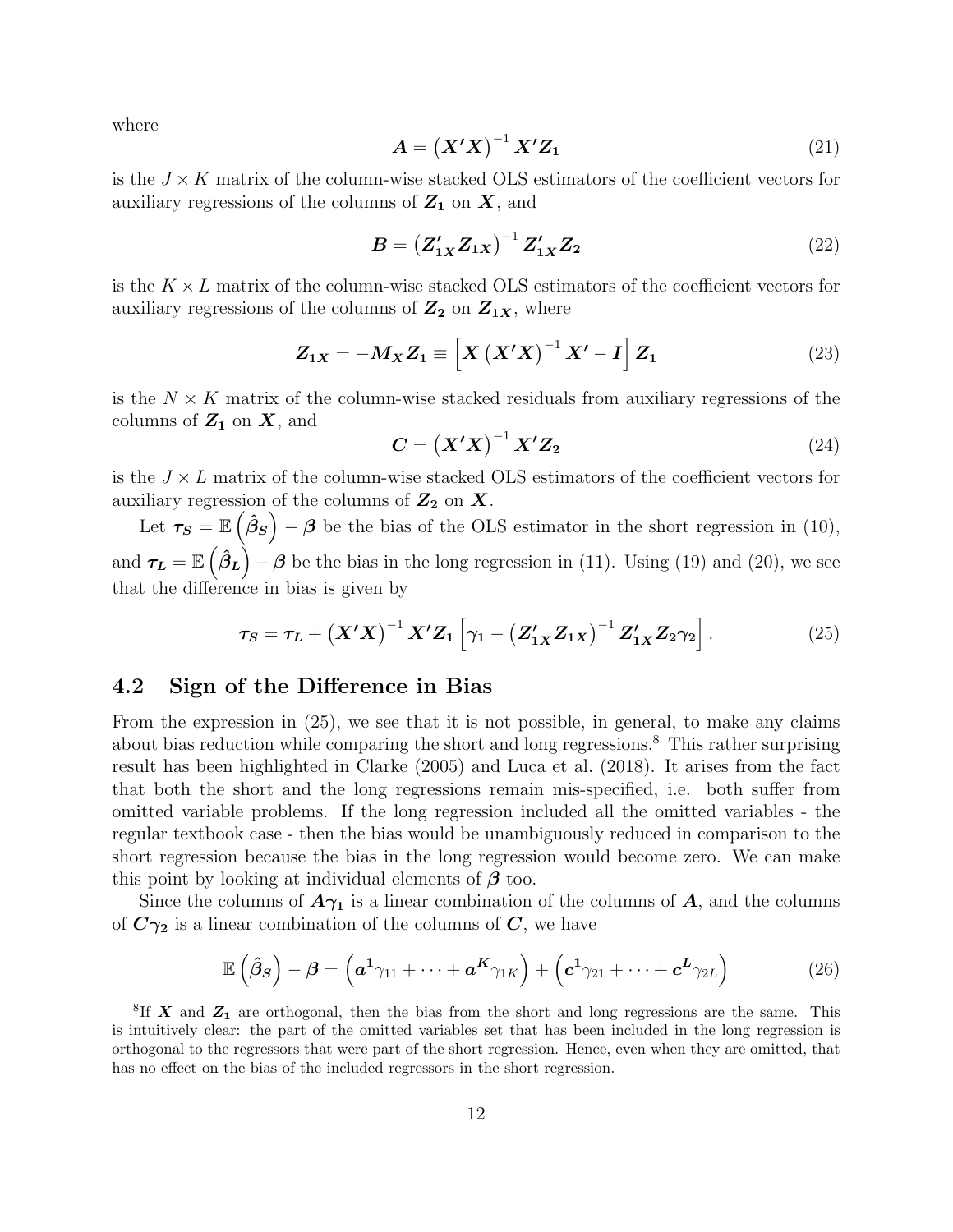where

$$\boldsymbol{A} = \left(\boldsymbol{X'X}\right)^{-1}\boldsymbol{X'Z_1} \tag{21}$$

is the $J \times K$ matrix of the column-wise stacked OLS estimators of the coefficient vectors for auxiliary regressions of the columns of $\boldsymbol{Z_1}$ on $\boldsymbol{X}$, and

$$\boldsymbol{B} = \left(\boldsymbol{Z'_{1X}Z_{1X}}\right)^{-1}\boldsymbol{Z'_{1X}Z_2} \tag{22}$$

is the $K \times L$ matrix of the column-wise stacked OLS estimators of the coefficient vectors for auxiliary regressions of the columns of $\boldsymbol{Z_2}$ on $\boldsymbol{Z_{1X}}$, where

$$\boldsymbol{Z_{1X}} = -\boldsymbol{M_X Z_1} \equiv \left[\boldsymbol{X}\left(\boldsymbol{X'X}\right)^{-1}\boldsymbol{X'} - \boldsymbol{I}\right]\boldsymbol{Z_1} \tag{23}$$

is the $N \times K$ matrix of the column-wise stacked residuals from auxiliary regressions of the columns of $\boldsymbol{Z_1}$ on $\boldsymbol{X}$, and

$$\boldsymbol{C} = \left(\boldsymbol{X'X}\right)^{-1}\boldsymbol{X'Z_2} \tag{24}$$

is the $J \times L$ matrix of the column-wise stacked OLS estimators of the coefficient vectors for auxiliary regression of the columns of $\boldsymbol{Z_2}$ on $\boldsymbol{X}$.

Let $\boldsymbol{\tau_S} = \mathbb{E}\left(\boldsymbol{\hat{\beta}_S}\right) - \boldsymbol{\beta}$ be the bias of the OLS estimator in the short regression in (10), and $\boldsymbol{\tau_L} = \mathbb{E}\left(\boldsymbol{\hat{\beta}_L}\right) - \boldsymbol{\beta}$ be the bias in the long regression in (11). Using (19) and (20), we see that the difference in bias is given by

$$\boldsymbol{\tau_S} = \boldsymbol{\tau_L} + \left(\boldsymbol{X'X}\right)^{-1}\boldsymbol{X'Z_1}\left[\boldsymbol{\gamma_1} - \left(\boldsymbol{Z'_{1X}Z_{1X}}\right)^{-1}\boldsymbol{Z'_{1X}Z_2\gamma_2}\right]. \tag{25}$$

## 4.2 Sign of the Difference in Bias

From the expression in (25), we see that it is not possible, in general, to make any claims about bias reduction while comparing the short and long regressions.[8] This rather surprising result has been highlighted in Clarke (2005) and Luca et al. (2018). It arises from the fact that both the short and the long regressions remain mis-specified, i.e. both suffer from omitted variable problems. If the long regression included all the omitted variables - the regular textbook case - then the bias would be unambiguously reduced in comparison to the short regression because the bias in the long regression would become zero. We can make this point by looking at individual elements of $\boldsymbol{\beta}$ too.

Since the columns of $\boldsymbol{A\gamma_1}$ is a linear combination of the columns of $\boldsymbol{A}$, and the columns of $\boldsymbol{C\gamma_2}$ is a linear combination of the columns of $\boldsymbol{C}$, we have

$$\mathbb{E}\left(\boldsymbol{\hat{\beta}_S}\right) - \boldsymbol{\beta} = \left(\boldsymbol{a^1}\gamma_{11} + \cdots + \boldsymbol{a^K}\gamma_{1K}\right) + \left(\boldsymbol{c^1}\gamma_{21} + \cdots + \boldsymbol{c^L}\gamma_{2L}\right) \tag{26}$$

[8] If $\boldsymbol{X}$ and $\boldsymbol{Z_1}$ are orthogonal, then the bias from the short and long regressions are the same. This is intuitively clear: the part of the omitted variables set that has been included in the long regression is orthogonal to the regressors that were part of the short regression. Hence, even when they are omitted, that has no effect on the bias of the included regressors in the short regression.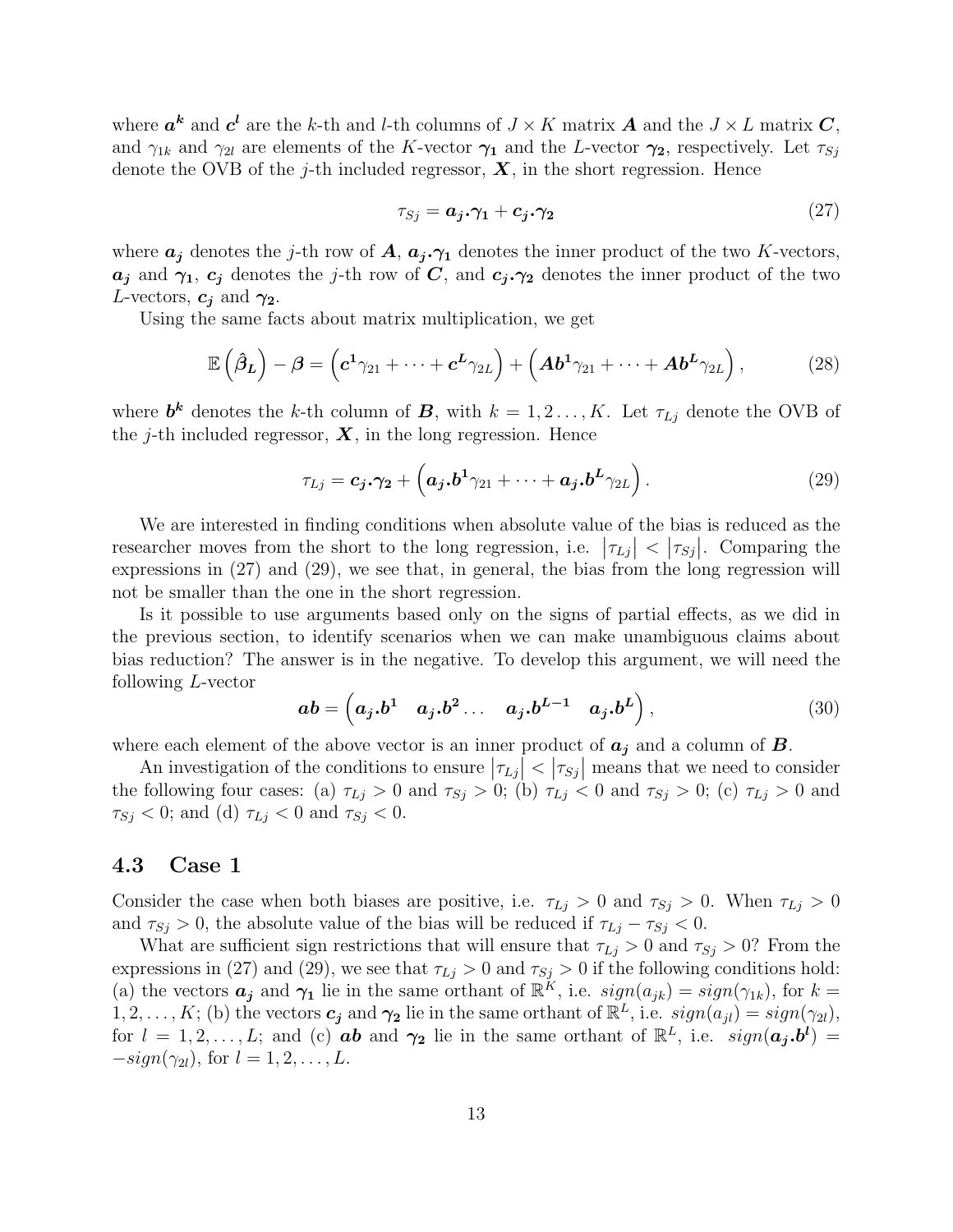where $\boldsymbol{a^k}$ and $\boldsymbol{c^l}$ are the k-th and l-th columns of $J \times K$ matrix $\boldsymbol{A}$ and the $J \times L$ matrix $\boldsymbol{C}$, and $\gamma_{1k}$ and $\gamma_{2l}$ are elements of the $K$-vector $\boldsymbol{\gamma_1}$ and the $L$-vector $\boldsymbol{\gamma_2}$, respectively. Let $\tau_{Sj}$ denote the OVB of the $j$-th included regressor, $\boldsymbol{X}$, in the short regression. Hence

$$\tau_{Sj} = \boldsymbol{a_j . \gamma_1} + \boldsymbol{c_j . \gamma_2} \tag{27}$$

where $\boldsymbol{a_j}$ denotes the $j$-th row of $\boldsymbol{A}$, $\boldsymbol{a_j . \gamma_1}$ denotes the inner product of the two $K$-vectors, $\boldsymbol{a_j}$ and $\boldsymbol{\gamma_1}$, $\boldsymbol{c_j}$ denotes the $j$-th row of $\boldsymbol{C}$, and $\boldsymbol{c_j . \gamma_2}$ denotes the inner product of the two $L$-vectors, $\boldsymbol{c_j}$ and $\boldsymbol{\gamma_2}$.

Using the same facts about matrix multiplication, we get

$$\mathbb{E}\left(\boldsymbol{\hat{\beta}_L}\right) - \boldsymbol{\beta} = \left(\boldsymbol{c^1}\gamma_{21} + \cdots + \boldsymbol{c^L}\gamma_{2L}\right) + \left(\boldsymbol{Ab^1}\gamma_{21} + \cdots + \boldsymbol{Ab^L}\gamma_{2L}\right), \tag{28}$$

where $\boldsymbol{b^k}$ denotes the $k$-th column of $\boldsymbol{B}$, with $k = 1, 2 \ldots, K$. Let $\tau_{Lj}$ denote the OVB of the $j$-th included regressor, $\boldsymbol{X}$, in the long regression. Hence

$$\tau_{Lj} = \boldsymbol{c_j . \gamma_2} + \left(\boldsymbol{a_j . b^1}\gamma_{21} + \cdots + \boldsymbol{a_j . b^L}\gamma_{2L}\right). \tag{29}$$

We are interested in finding conditions when absolute value of the bias is reduced as the researcher moves from the short to the long regression, i.e. $\left|\tau_{Lj}\right| < \left|\tau_{Sj}\right|$. Comparing the expressions in (27) and (29), we see that, in general, the bias from the long regression will not be smaller than the one in the short regression.

Is it possible to use arguments based only on the signs of partial effects, as we did in the previous section, to identify scenarios when we can make unambiguous claims about bias reduction? The answer is in the negative. To develop this argument, we will need the following $L$-vector

$$\boldsymbol{ab} = \begin{pmatrix} \boldsymbol{a_j . b^1} & \boldsymbol{a_j . b^2} \ldots & \boldsymbol{a_j . b^{L-1}} & \boldsymbol{a_j . b^L} \end{pmatrix}, \tag{30}$$

where each element of the above vector is an inner product of $\boldsymbol{a_j}$ and a column of $\boldsymbol{B}$.

An investigation of the conditions to ensure $\left|\tau_{Lj}\right| < \left|\tau_{Sj}\right|$ means that we need to consider the following four cases: (a) $\tau_{Lj} > 0$ and $\tau_{Sj} > 0$; (b) $\tau_{Lj} < 0$ and $\tau_{Sj} > 0$; (c) $\tau_{Lj} > 0$ and $\tau_{Sj} < 0$; and (d) $\tau_{Lj} < 0$ and $\tau_{Sj} < 0$.

### 4.3 Case 1

Consider the case when both biases are positive, i.e. $\tau_{Lj} > 0$ and $\tau_{Sj} > 0$. When $\tau_{Lj} > 0$ and $\tau_{Sj} > 0$, the absolute value of the bias will be reduced if $\tau_{Lj} - \tau_{Sj} < 0$.

What are sufficient sign restrictions that will ensure that $\tau_{Lj} > 0$ and $\tau_{Sj} > 0$? From the expressions in (27) and (29), we see that $\tau_{Lj} > 0$ and $\tau_{Sj} > 0$ if the following conditions hold: (a) the vectors $\boldsymbol{a_j}$ and $\boldsymbol{\gamma_1}$ lie in the same orthant of $\mathbb{R}^K$, i.e. $sign(a_{jk}) = sign(\gamma_{1k})$, for $k = 1, 2, \ldots, K$; (b) the vectors $\boldsymbol{c_j}$ and $\boldsymbol{\gamma_2}$ lie in the same orthant of $\mathbb{R}^L$, i.e. $sign(a_{jl}) = sign(\gamma_{2l})$, for $l = 1, 2, \ldots, L$; and (c) $\boldsymbol{ab}$ and $\boldsymbol{\gamma_2}$ lie in the same orthant of $\mathbb{R}^L$, i.e. $sign(\boldsymbol{a_j . b^l}) = -sign(\gamma_{2l})$, for $l = 1, 2, \ldots, L$.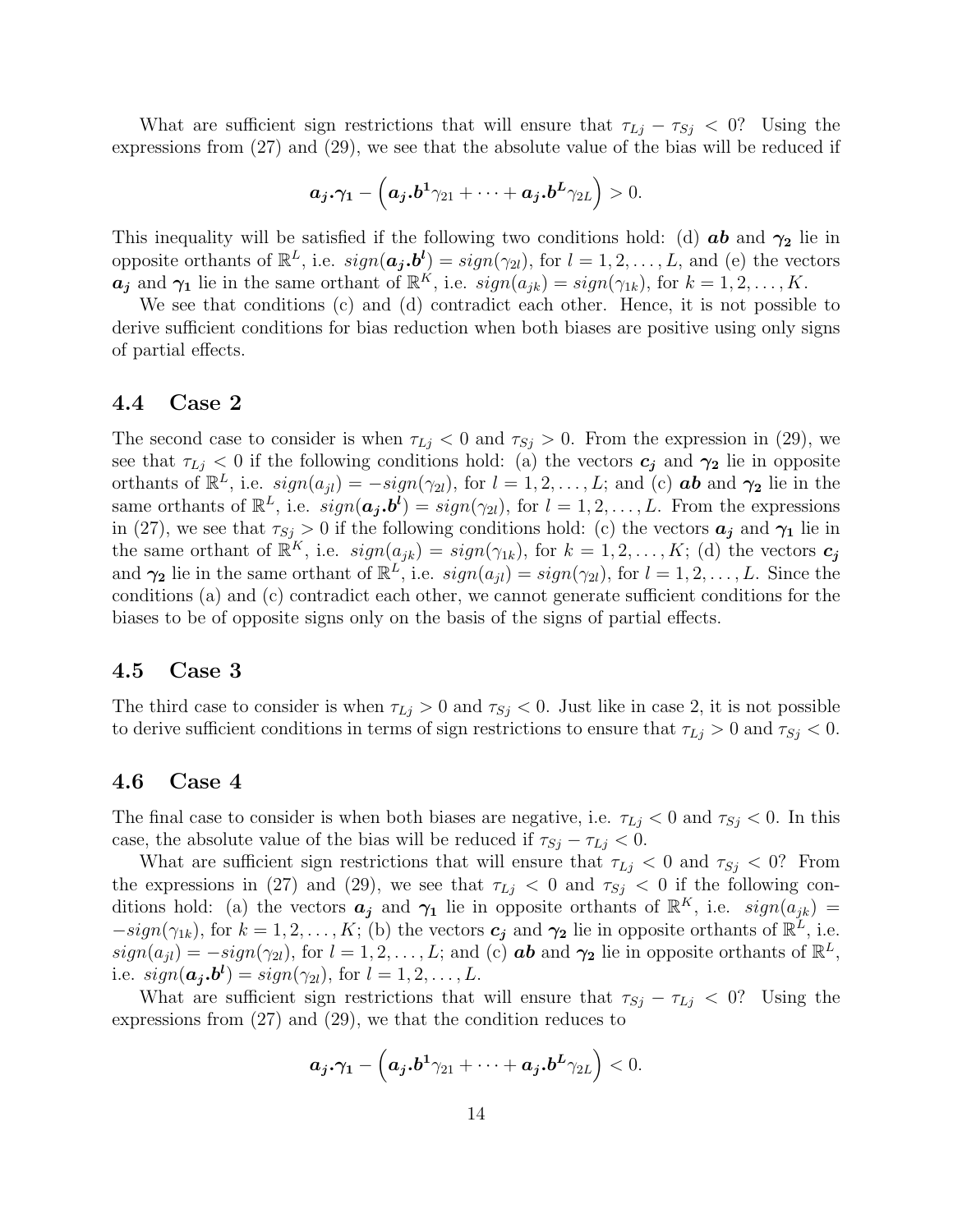What are sufficient sign restrictions that will ensure that $\tau_{Lj} - \tau_{Sj} < 0$? Using the expressions from (27) and (29), we see that the absolute value of the bias will be reduced if

$$\boldsymbol{a_j}.\boldsymbol{\gamma_1} - \left(\boldsymbol{a_j}.\boldsymbol{b^1}\gamma_{21} + \cdots + \boldsymbol{a_j}.\boldsymbol{b^L}\gamma_{2L}\right) > 0.$$

This inequality will be satisfied if the following two conditions hold: (d) $\boldsymbol{ab}$ and $\boldsymbol{\gamma_2}$ lie in opposite orthants of $\mathbb{R}^L$, i.e. $sign(\boldsymbol{a_j}.\boldsymbol{b^l}) = sign(\gamma_{2l})$, for $l = 1, 2, \ldots, L$, and (e) the vectors $\boldsymbol{a_j}$ and $\boldsymbol{\gamma_1}$ lie in the same orthant of $\mathbb{R}^K$, i.e. $sign(a_{jk}) = sign(\gamma_{1k})$, for $k = 1, 2, \ldots, K$.

We see that conditions (c) and (d) contradict each other. Hence, it is not possible to derive sufficient conditions for bias reduction when both biases are positive using only signs of partial effects.

### 4.4 Case 2

The second case to consider is when $\tau_{Lj} < 0$ and $\tau_{Sj} > 0$. From the expression in (29), we see that $\tau_{Lj} < 0$ if the following conditions hold: (a) the vectors $\boldsymbol{c_j}$ and $\boldsymbol{\gamma_2}$ lie in opposite orthants of $\mathbb{R}^L$, i.e. $sign(a_{jl}) = -sign(\gamma_{2l})$, for $l = 1, 2, \ldots, L$; and (c) $\boldsymbol{ab}$ and $\boldsymbol{\gamma_2}$ lie in the same orthants of $\mathbb{R}^L$, i.e. $sign(\boldsymbol{a_j}.\boldsymbol{b^l}) = sign(\gamma_{2l})$, for $l = 1, 2, \ldots, L$. From the expressions in (27), we see that $\tau_{Sj} > 0$ if the following conditions hold: (c) the vectors $\boldsymbol{a_j}$ and $\boldsymbol{\gamma_1}$ lie in the same orthant of $\mathbb{R}^K$, i.e. $sign(a_{jk}) = sign(\gamma_{1k})$, for $k = 1, 2, \ldots, K$; (d) the vectors $\boldsymbol{c_j}$ and $\boldsymbol{\gamma_2}$ lie in the same orthant of $\mathbb{R}^L$, i.e. $sign(a_{jl}) = sign(\gamma_{2l})$, for $l = 1, 2, \ldots, L$. Since the conditions (a) and (c) contradict each other, we cannot generate sufficient conditions for the biases to be of opposite signs only on the basis of the signs of partial effects.

### 4.5 Case 3

The third case to consider is when $\tau_{Lj} > 0$ and $\tau_{Sj} < 0$. Just like in case 2, it is not possible to derive sufficient conditions in terms of sign restrictions to ensure that $\tau_{Lj} > 0$ and $\tau_{Sj} < 0$.

### 4.6 Case 4

The final case to consider is when both biases are negative, i.e. $\tau_{Lj} < 0$ and $\tau_{Sj} < 0$. In this case, the absolute value of the bias will be reduced if $\tau_{Sj} - \tau_{Lj} < 0$.

What are sufficient sign restrictions that will ensure that $\tau_{Lj} < 0$ and $\tau_{Sj} < 0$? From the expressions in (27) and (29), we see that $\tau_{Lj} < 0$ and $\tau_{Sj} < 0$ if the following conditions hold: (a) the vectors $\boldsymbol{a_j}$ and $\boldsymbol{\gamma_1}$ lie in opposite orthants of $\mathbb{R}^K$, i.e. $sign(a_{jk}) = -sign(\gamma_{1k})$, for $k = 1, 2, \ldots, K$; (b) the vectors $\boldsymbol{c_j}$ and $\boldsymbol{\gamma_2}$ lie in opposite orthants of $\mathbb{R}^L$, i.e. $sign(a_{jl}) = -sign(\gamma_{2l})$, for $l = 1, 2, \ldots, L$; and (c) $\boldsymbol{ab}$ and $\boldsymbol{\gamma_2}$ lie in opposite orthants of $\mathbb{R}^L$, i.e. $sign(\boldsymbol{a_j}.\boldsymbol{b^l}) = sign(\gamma_{2l})$, for $l = 1, 2, \ldots, L$.

What are sufficient sign restrictions that will ensure that $\tau_{Sj} - \tau_{Lj} < 0$? Using the expressions from (27) and (29), we that the condition reduces to

$$\boldsymbol{a_j}.\boldsymbol{\gamma_1} - \left(\boldsymbol{a_j}.\boldsymbol{b^1}\gamma_{21} + \cdots + \boldsymbol{a_j}.\boldsymbol{b^L}\gamma_{2L}\right) < 0.$$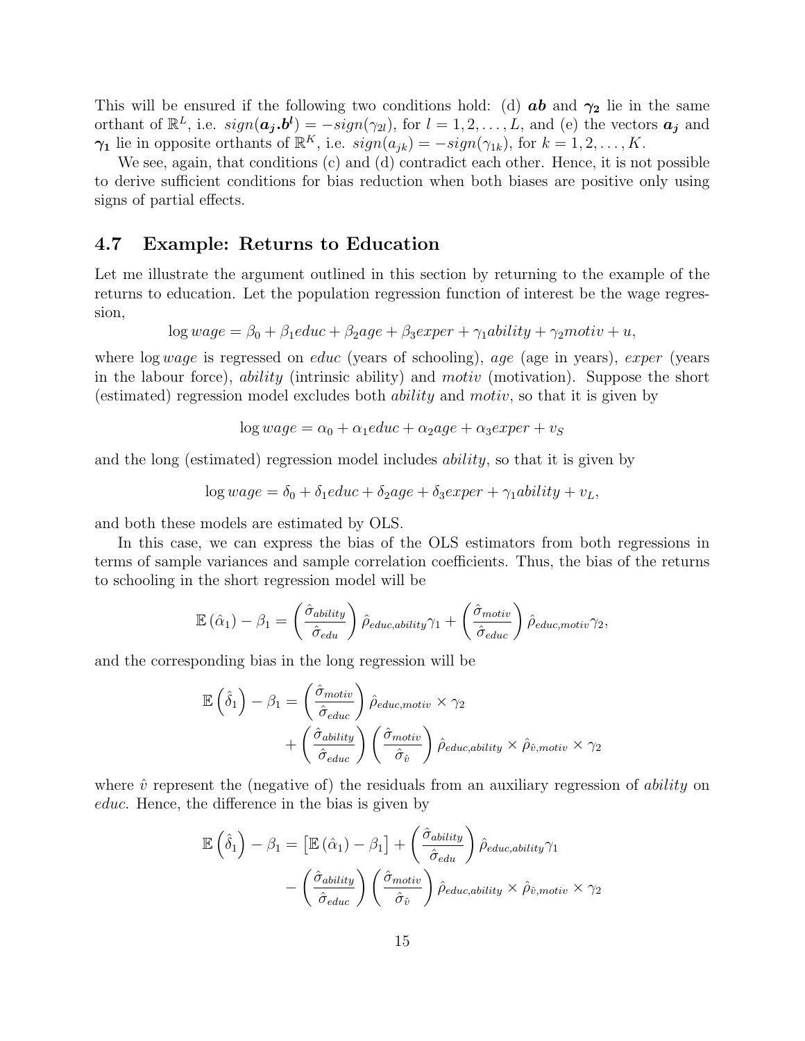This will be ensured if the following two conditions hold: (d) $\boldsymbol{ab}$ and $\boldsymbol{\gamma_2}$ lie in the same orthant of $\mathbb{R}^L$, i.e. $sign(\boldsymbol{a_j}.\boldsymbol{b^l}) = -sign(\gamma_{2l})$, for $l = 1, 2, \ldots, L$, and (e) the vectors $\boldsymbol{a_j}$ and $\boldsymbol{\gamma_1}$ lie in opposite orthants of $\mathbb{R}^K$, i.e. $sign(a_{jk}) = -sign(\gamma_{1k})$, for $k = 1, 2, \ldots, K$.

We see, again, that conditions (c) and (d) contradict each other. Hence, it is not possible to derive sufficient conditions for bias reduction when both biases are positive only using signs of partial effects.

## 4.7 Example: Returns to Education

Let me illustrate the argument outlined in this section by returning to the example of the returns to education. Let the population regression function of interest be the wage regression,

$$\log wage = \beta_0 + \beta_1 educ + \beta_2 age + \beta_3 exper + \gamma_1 ability + \gamma_2 motiv + u,$$

where $\log wage$ is regressed on *educ* (years of schooling), *age* (age in years), *exper* (years in the labour force), *ability* (intrinsic ability) and *motiv* (motivation). Suppose the short (estimated) regression model excludes both *ability* and *motiv*, so that it is given by

$$\log wage = \alpha_0 + \alpha_1 educ + \alpha_2 age + \alpha_3 exper + v_S$$

and the long (estimated) regression model includes *ability*, so that it is given by

$$\log wage = \delta_0 + \delta_1 educ + \delta_2 age + \delta_3 exper + \gamma_1 ability + v_L,$$

and both these models are estimated by OLS.

In this case, we can express the bias of the OLS estimators from both regressions in terms of sample variances and sample correlation coefficients. Thus, the bias of the returns to schooling in the short regression model will be

$$\mathbb{E}\left(\hat{\alpha}_1\right) - \beta_1 = \left(\frac{\hat{\sigma}_{ability}}{\hat{\sigma}_{edu}}\right) \hat{\rho}_{educ,ability} \gamma_1 + \left(\frac{\hat{\sigma}_{motiv}}{\hat{\sigma}_{educ}}\right) \hat{\rho}_{educ,motiv} \gamma_2,$$

and the corresponding bias in the long regression will be

$$\begin{aligned}\mathbb{E}\left(\hat{\delta}_1\right) - \beta_1 = &\left(\frac{\hat{\sigma}_{motiv}}{\hat{\sigma}_{educ}}\right) \hat{\rho}_{educ,motiv} \times \gamma_2 \\ &+ \left(\frac{\hat{\sigma}_{ability}}{\hat{\sigma}_{educ}}\right)\left(\frac{\hat{\sigma}_{motiv}}{\hat{\sigma}_{\hat{v}}}\right) \hat{\rho}_{educ,ability} \times \hat{\rho}_{\hat{v},motiv} \times \gamma_2\end{aligned}$$

where $\hat{v}$ represent the (negative of) the residuals from an auxiliary regression of *ability* on *educ*. Hence, the difference in the bias is given by

$$\begin{aligned}\mathbb{E}\left(\hat{\delta}_1\right) - \beta_1 = &\left[\mathbb{E}\left(\hat{\alpha}_1\right) - \beta_1\right] + \left(\frac{\hat{\sigma}_{ability}}{\hat{\sigma}_{edu}}\right) \hat{\rho}_{educ,ability} \gamma_1 \\ &- \left(\frac{\hat{\sigma}_{ability}}{\hat{\sigma}_{educ}}\right)\left(\frac{\hat{\sigma}_{motiv}}{\hat{\sigma}_{\hat{v}}}\right) \hat{\rho}_{educ,ability} \times \hat{\rho}_{\hat{v},motiv} \times \gamma_2\end{aligned}$$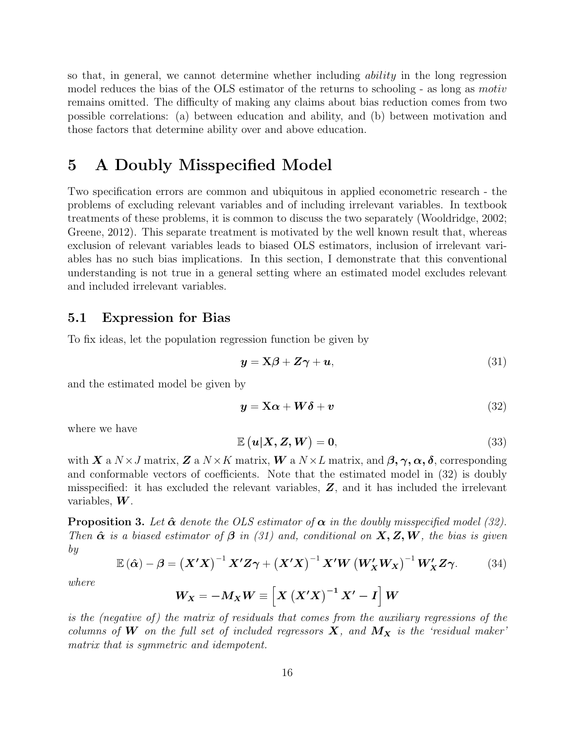so that, in general, we cannot determine whether including *ability* in the long regression model reduces the bias of the OLS estimator of the returns to schooling - as long as *motiv* remains omitted. The difficulty of making any claims about bias reduction comes from two possible correlations: (a) between education and ability, and (b) between motivation and those factors that determine ability over and above education.

# 5 A Doubly Misspecified Model

Two specification errors are common and ubiquitous in applied econometric research - the problems of excluding relevant variables and of including irrelevant variables. In textbook treatments of these problems, it is common to discuss the two separately (Wooldridge, 2002; Greene, 2012). This separate treatment is motivated by the well known result that, whereas exclusion of relevant variables leads to biased OLS estimators, inclusion of irrelevant variables has no such bias implications. In this section, I demonstrate that this conventional understanding is not true in a general setting where an estimated model excludes relevant and included irrelevant variables.

## 5.1 Expression for Bias

To fix ideas, let the population regression function be given by

$$\boldsymbol{y} = \mathbf{X}\boldsymbol{\beta} + \boldsymbol{Z}\boldsymbol{\gamma} + \boldsymbol{u}, \tag{31}$$

and the estimated model be given by

$$\boldsymbol{y} = \mathbf{X}\boldsymbol{\alpha} + \boldsymbol{W}\boldsymbol{\delta} + \boldsymbol{v} \tag{32}$$

where we have

$$\mathbb{E}\left(\boldsymbol{u}|\boldsymbol{X}, \boldsymbol{Z}, \boldsymbol{W}\right) = \mathbf{0}, \tag{33}$$

with $\boldsymbol{X}$ a $N \times J$ matrix, $\boldsymbol{Z}$ a $N \times K$ matrix, $\boldsymbol{W}$ a $N \times L$ matrix, and $\boldsymbol{\beta}, \boldsymbol{\gamma}, \boldsymbol{\alpha}, \boldsymbol{\delta}$, corresponding and conformable vectors of coefficients. Note that the estimated model in (32) is doubly misspecified: it has excluded the relevant variables, $\boldsymbol{Z}$, and it has included the irrelevant variables, $\boldsymbol{W}$.

**Proposition 3.** *Let $\hat{\boldsymbol{\alpha}}$ denote the OLS estimator of $\boldsymbol{\alpha}$ in the doubly misspecified model (32). Then $\hat{\boldsymbol{\alpha}}$ is a biased estimator of $\boldsymbol{\beta}$ in (31) and, conditional on $\boldsymbol{X}, \boldsymbol{Z}, \boldsymbol{W}$, the bias is given by*

$$\mathbb{E}\left(\hat{\boldsymbol{\alpha}}\right) - \boldsymbol{\beta} = \left(\boldsymbol{X}'\boldsymbol{X}\right)^{-1}\boldsymbol{X}'\boldsymbol{Z}\boldsymbol{\gamma} + \left(\boldsymbol{X}'\boldsymbol{X}\right)^{-1}\boldsymbol{X}'\boldsymbol{W}\left(\boldsymbol{W}_{\boldsymbol{X}}'\boldsymbol{W}_{\boldsymbol{X}}\right)^{-1}\boldsymbol{W}_{\boldsymbol{X}}'\boldsymbol{Z}\boldsymbol{\gamma}. \tag{34}$$

*where*

$$\boldsymbol{W}_{\boldsymbol{X}} = -\boldsymbol{M}_{\boldsymbol{X}}\boldsymbol{W} \equiv \left[\boldsymbol{X}\left(\boldsymbol{X}'\boldsymbol{X}\right)^{-1}\boldsymbol{X}' - \boldsymbol{I}\right]\boldsymbol{W}$$

*is the (negative of) the matrix of residuals that comes from the auxiliary regressions of the columns of $\boldsymbol{W}$ on the full set of included regressors $\boldsymbol{X}$, and $\boldsymbol{M}_{\boldsymbol{X}}$ is the 'residual maker' matrix that is symmetric and idempotent.*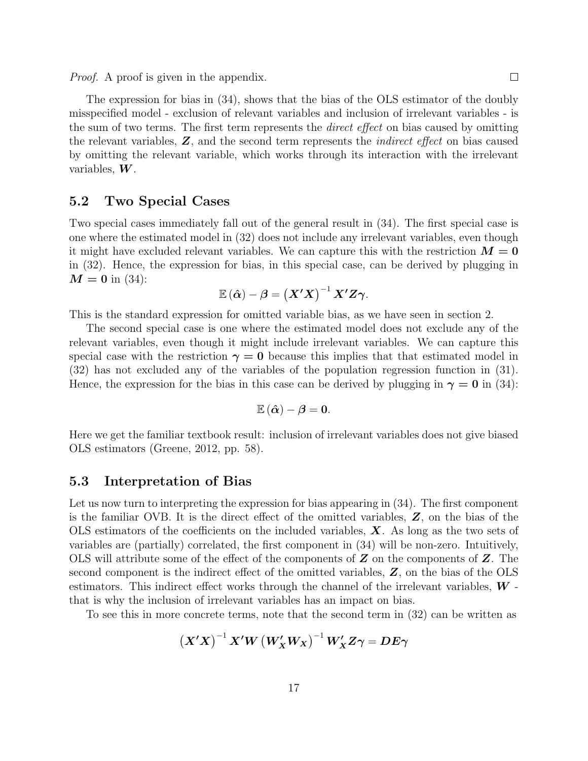*Proof.* A proof is given in the appendix. □

The expression for bias in (34), shows that the bias of the OLS estimator of the doubly misspecified model - exclusion of relevant variables and inclusion of irrelevant variables - is the sum of two terms. The first term represents the *direct effect* on bias caused by omitting the relevant variables, $\boldsymbol{Z}$, and the second term represents the *indirect effect* on bias caused by omitting the relevant variable, which works through its interaction with the irrelevant variables, $\boldsymbol{W}$.

## 5.2 Two Special Cases

Two special cases immediately fall out of the general result in (34). The first special case is one where the estimated model in (32) does not include any irrelevant variables, even though it might have excluded relevant variables. We can capture this with the restriction $\boldsymbol{M} = \boldsymbol{0}$ in (32). Hence, the expression for bias, in this special case, can be derived by plugging in $\boldsymbol{M} = \boldsymbol{0}$ in (34):

$$\mathbb{E}\left(\hat{\boldsymbol{\alpha}}\right) - \boldsymbol{\beta} = \left(\boldsymbol{X}'\boldsymbol{X}\right)^{-1}\boldsymbol{X}'\boldsymbol{Z}\boldsymbol{\gamma}.$$

This is the standard expression for omitted variable bias, as we have seen in section 2.

The second special case is one where the estimated model does not exclude any of the relevant variables, even though it might include irrelevant variables. We can capture this special case with the restriction $\boldsymbol{\gamma} = \boldsymbol{0}$ because this implies that that estimated model in (32) has not excluded any of the variables of the population regression function in (31). Hence, the expression for the bias in this case can be derived by plugging in $\boldsymbol{\gamma} = \boldsymbol{0}$ in (34):

$$\mathbb{E}\left(\hat{\boldsymbol{\alpha}}\right) - \boldsymbol{\beta} = \boldsymbol{0}.$$

Here we get the familiar textbook result: inclusion of irrelevant variables does not give biased OLS estimators (Greene, 2012, pp. 58).

## 5.3 Interpretation of Bias

Let us now turn to interpreting the expression for bias appearing in (34). The first component is the familiar OVB. It is the direct effect of the omitted variables, $\boldsymbol{Z}$, on the bias of the OLS estimators of the coefficients on the included variables, $\boldsymbol{X}$. As long as the two sets of variables are (partially) correlated, the first component in (34) will be non-zero. Intuitively, OLS will attribute some of the effect of the components of $\boldsymbol{Z}$ on the components of $\boldsymbol{Z}$. The second component is the indirect effect of the omitted variables, $\boldsymbol{Z}$, on the bias of the OLS estimators. This indirect effect works through the channel of the irrelevant variables, $\boldsymbol{W}$ - that is why the inclusion of irrelevant variables has an impact on bias.

To see this in more concrete terms, note that the second term in (32) can be written as

$$\left(\boldsymbol{X}'\boldsymbol{X}\right)^{-1}\boldsymbol{X}'\boldsymbol{W}\left(\boldsymbol{W}_{\boldsymbol{X}}'\boldsymbol{W}_{\boldsymbol{X}}\right)^{-1}\boldsymbol{W}_{\boldsymbol{X}}'\boldsymbol{Z}\boldsymbol{\gamma} = \boldsymbol{D}\boldsymbol{E}\boldsymbol{\gamma}$$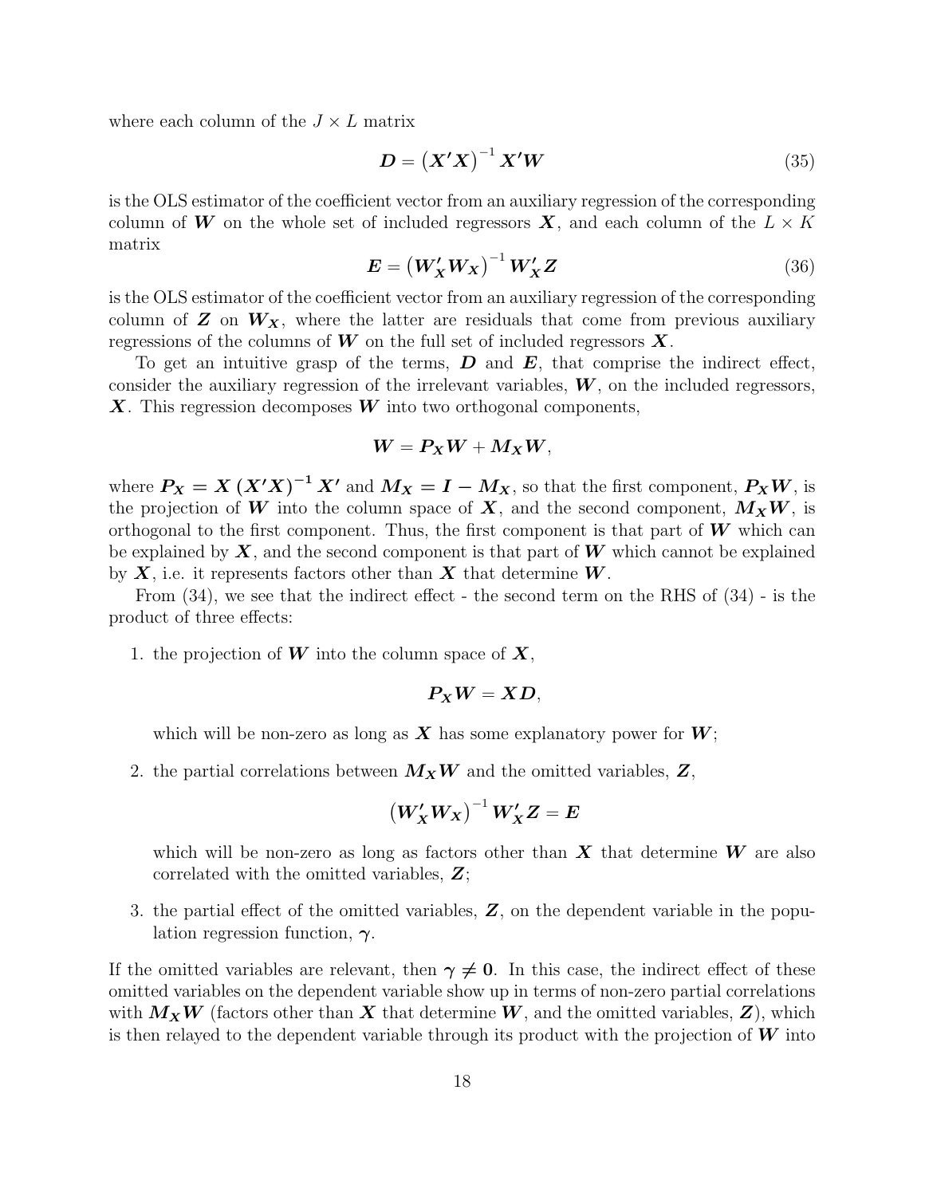where each column of the $J \times L$ matrix

$$\boldsymbol{D} = \left(\boldsymbol{X}'\boldsymbol{X}\right)^{-1} \boldsymbol{X}'\boldsymbol{W} \tag{35}$$

is the OLS estimator of the coefficient vector from an auxiliary regression of the corresponding column of $\boldsymbol{W}$ on the whole set of included regressors $\boldsymbol{X}$, and each column of the $L \times K$ matrix

$$\boldsymbol{E} = \left(\boldsymbol{W}_{\boldsymbol{X}}'\boldsymbol{W}_{\boldsymbol{X}}\right)^{-1} \boldsymbol{W}_{\boldsymbol{X}}'\boldsymbol{Z} \tag{36}$$

is the OLS estimator of the coefficient vector from an auxiliary regression of the corresponding column of $\boldsymbol{Z}$ on $\boldsymbol{W}_{\boldsymbol{X}}$, where the latter are residuals that come from previous auxiliary regressions of the columns of $\boldsymbol{W}$ on the full set of included regressors $\boldsymbol{X}$.

To get an intuitive grasp of the terms, $\boldsymbol{D}$ and $\boldsymbol{E}$, that comprise the indirect effect, consider the auxiliary regression of the irrelevant variables, $\boldsymbol{W}$, on the included regressors, $\boldsymbol{X}$. This regression decomposes $\boldsymbol{W}$ into two orthogonal components,

$$\boldsymbol{W} = \boldsymbol{P}_{\boldsymbol{X}}\boldsymbol{W} + \boldsymbol{M}_{\boldsymbol{X}}\boldsymbol{W},$$

where $\boldsymbol{P}_{\boldsymbol{X}} = \boldsymbol{X}\left(\boldsymbol{X}'\boldsymbol{X}\right)^{-1}\boldsymbol{X}'$ and $\boldsymbol{M}_{\boldsymbol{X}} = \boldsymbol{I} - \boldsymbol{M}_{\boldsymbol{X}}$, so that the first component, $\boldsymbol{P}_{\boldsymbol{X}}\boldsymbol{W}$, is the projection of $\boldsymbol{W}$ into the column space of $\boldsymbol{X}$, and the second component, $\boldsymbol{M}_{\boldsymbol{X}}\boldsymbol{W}$, is orthogonal to the first component. Thus, the first component is that part of $\boldsymbol{W}$ which can be explained by $\boldsymbol{X}$, and the second component is that part of $\boldsymbol{W}$ which cannot be explained by $\boldsymbol{X}$, i.e. it represents factors other than $\boldsymbol{X}$ that determine $\boldsymbol{W}$.

From (34), we see that the indirect effect - the second term on the RHS of (34) - is the product of three effects:

1. the projection of $\boldsymbol{W}$ into the column space of $\boldsymbol{X}$,

   $$\boldsymbol{P}_{\boldsymbol{X}}\boldsymbol{W} = \boldsymbol{X}\boldsymbol{D},$$

   which will be non-zero as long as $\boldsymbol{X}$ has some explanatory power for $\boldsymbol{W}$;

2. the partial correlations between $\boldsymbol{M}_{\boldsymbol{X}}\boldsymbol{W}$ and the omitted variables, $\boldsymbol{Z}$,

   $$\left(\boldsymbol{W}_{\boldsymbol{X}}'\boldsymbol{W}_{\boldsymbol{X}}\right)^{-1} \boldsymbol{W}_{\boldsymbol{X}}'\boldsymbol{Z} = \boldsymbol{E}$$

   which will be non-zero as long as factors other than $\boldsymbol{X}$ that determine $\boldsymbol{W}$ are also correlated with the omitted variables, $\boldsymbol{Z}$;

3. the partial effect of the omitted variables, $\boldsymbol{Z}$, on the dependent variable in the population regression function, $\boldsymbol{\gamma}$.

If the omitted variables are relevant, then $\boldsymbol{\gamma} \neq \boldsymbol{0}$. In this case, the indirect effect of these omitted variables on the dependent variable show up in terms of non-zero partial correlations with $\boldsymbol{M}_{\boldsymbol{X}}\boldsymbol{W}$ (factors other than $\boldsymbol{X}$ that determine $\boldsymbol{W}$, and the omitted variables, $\boldsymbol{Z}$), which is then relayed to the dependent variable through its product with the projection of $\boldsymbol{W}$ into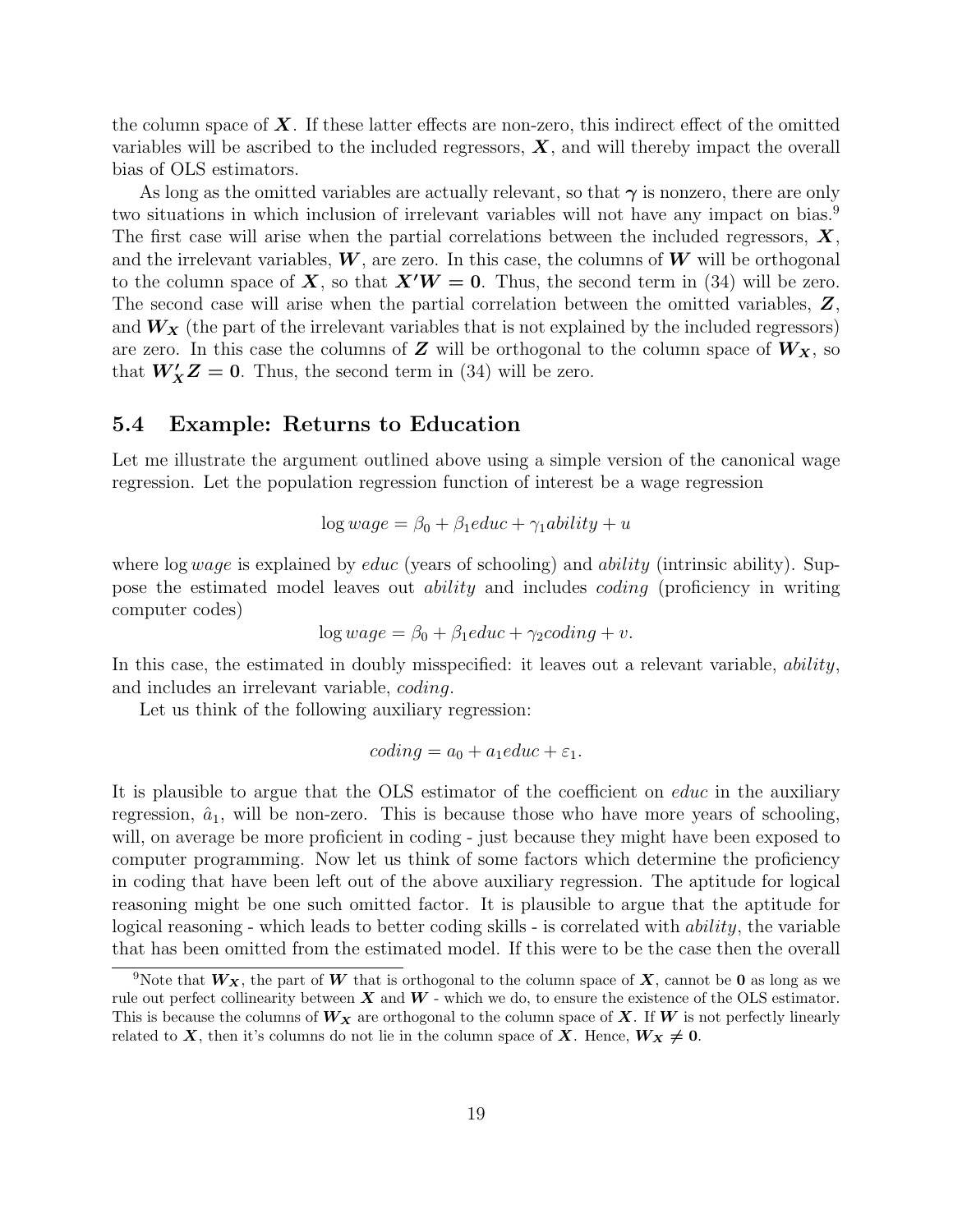the column space of $\boldsymbol{X}$. If these latter effects are non-zero, this indirect effect of the omitted variables will be ascribed to the included regressors, $\boldsymbol{X}$, and will thereby impact the overall bias of OLS estimators.

As long as the omitted variables are actually relevant, so that $\boldsymbol{\gamma}$ is nonzero, there are only two situations in which inclusion of irrelevant variables will not have any impact on bias.[9] The first case will arise when the partial correlations between the included regressors, $\boldsymbol{X}$, and the irrelevant variables, $\boldsymbol{W}$, are zero. In this case, the columns of $\boldsymbol{W}$ will be orthogonal to the column space of $\boldsymbol{X}$, so that $\boldsymbol{X'W} = \boldsymbol{0}$. Thus, the second term in (34) will be zero. The second case will arise when the partial correlation between the omitted variables, $\boldsymbol{Z}$, and $\boldsymbol{W_X}$ (the part of the irrelevant variables that is not explained by the included regressors) are zero. In this case the columns of $\boldsymbol{Z}$ will be orthogonal to the column space of $\boldsymbol{W_X}$, so that $\boldsymbol{W_X'Z} = \boldsymbol{0}$. Thus, the second term in (34) will be zero.

## 5.4 Example: Returns to Education

Let me illustrate the argument outlined above using a simple version of the canonical wage regression. Let the population regression function of interest be a wage regression

$$\log wage = \beta_0 + \beta_1 educ + \gamma_1 ability + u$$

where $\log wage$ is explained by *educ* (years of schooling) and *ability* (intrinsic ability). Suppose the estimated model leaves out *ability* and includes *coding* (proficiency in writing computer codes)

$$\log wage = \beta_0 + \beta_1 educ + \gamma_2 coding + v.$$

In this case, the estimated in doubly misspecified: it leaves out a relevant variable, *ability*, and includes an irrelevant variable, *coding*.

Let us think of the following auxiliary regression:

$$coding = a_0 + a_1 educ + \varepsilon_1.$$

It is plausible to argue that the OLS estimator of the coefficient on *educ* in the auxiliary regression, $\hat{a}_1$, will be non-zero. This is because those who have more years of schooling, will, on average be more proficient in coding - just because they might have been exposed to computer programming. Now let us think of some factors which determine the proficiency in coding that have been left out of the above auxiliary regression. The aptitude for logical reasoning might be one such omitted factor. It is plausible to argue that the aptitude for logical reasoning - which leads to better coding skills - is correlated with *ability*, the variable that has been omitted from the estimated model. If this were to be the case then the overall

[9] Note that $\boldsymbol{W_X}$, the part of $\boldsymbol{W}$ that is orthogonal to the column space of $\boldsymbol{X}$, cannot be $\boldsymbol{0}$ as long as we rule out perfect collinearity between $\boldsymbol{X}$ and $\boldsymbol{W}$ - which we do, to ensure the existence of the OLS estimator. This is because the columns of $\boldsymbol{W_X}$ are orthogonal to the column space of $\boldsymbol{X}$. If $\boldsymbol{W}$ is not perfectly linearly related to $\boldsymbol{X}$, then it's columns do not lie in the column space of $\boldsymbol{X}$. Hence, $\boldsymbol{W_X} \neq \boldsymbol{0}$.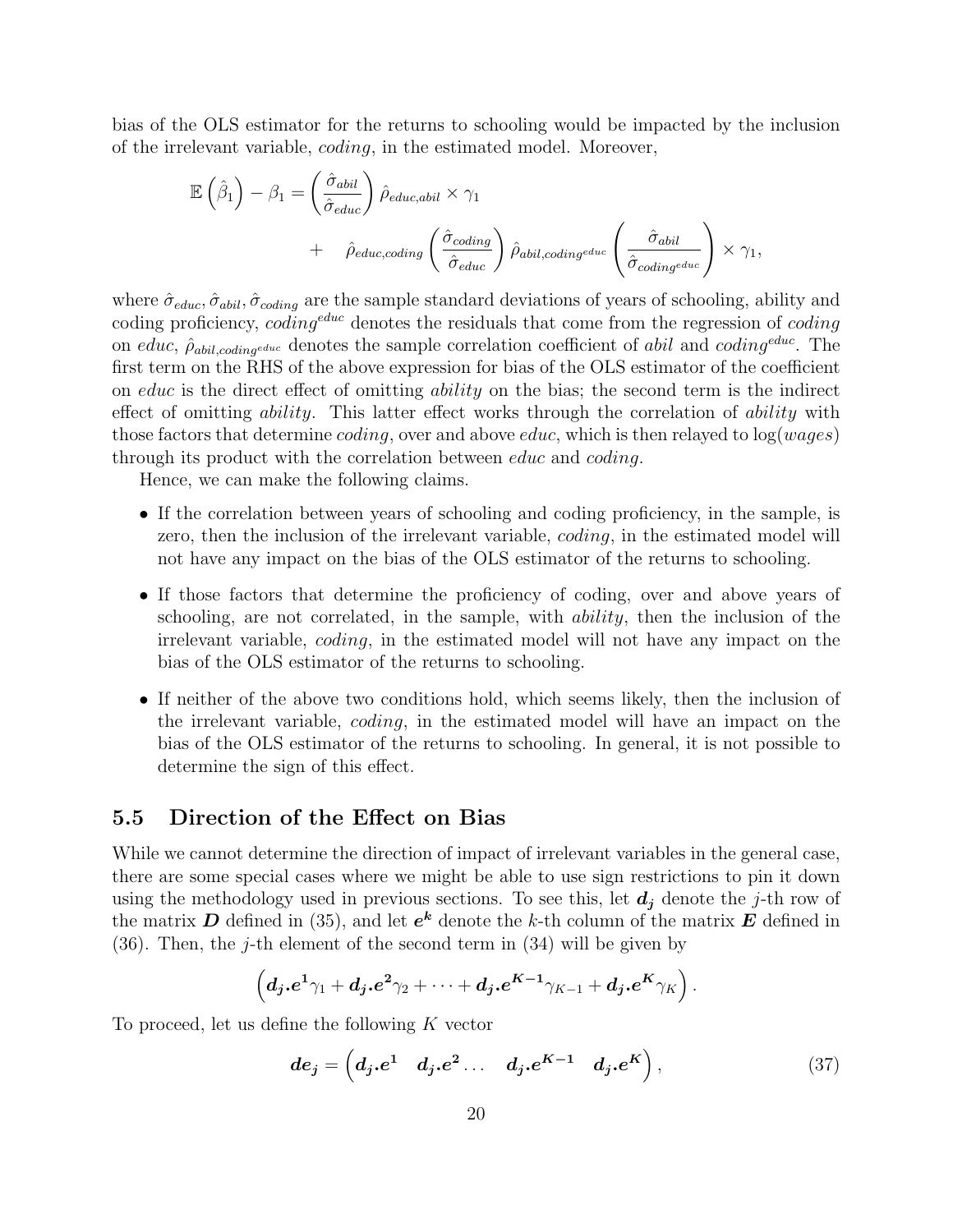bias of the OLS estimator for the returns to schooling would be impacted by the inclusion of the irrelevant variable, *coding*, in the estimated model. Moreover,

$$\mathbb{E}\left(\hat{\beta}_1\right) - \beta_1 = \left(\frac{\hat{\sigma}_{abil}}{\hat{\sigma}_{educ}}\right)\hat{\rho}_{educ,abil} \times \gamma_1 + \hat{\rho}_{educ,coding}\left(\frac{\hat{\sigma}_{coding}}{\hat{\sigma}_{educ}}\right)\hat{\rho}_{abil,coding^{educ}}\left(\frac{\hat{\sigma}_{abil}}{\hat{\sigma}_{coding^{educ}}}\right) \times \gamma_1,$$

where $\hat{\sigma}_{educ}, \hat{\sigma}_{abil}, \hat{\sigma}_{coding}$ are the sample standard deviations of years of schooling, ability and coding proficiency, $coding^{educ}$ denotes the residuals that come from the regression of *coding* on *educ*, $\hat{\rho}_{abil,coding^{educ}}$ denotes the sample correlation coefficient of *abil* and $coding^{educ}$. The first term on the RHS of the above expression for bias of the OLS estimator of the coefficient on *educ* is the direct effect of omitting *ability* on the bias; the second term is the indirect effect of omitting *ability*. This latter effect works through the correlation of *ability* with those factors that determine *coding*, over and above *educ*, which is then relayed to $\log(wages)$ through its product with the correlation between *educ* and *coding*.

Hence, we can make the following claims.

- If the correlation between years of schooling and coding proficiency, in the sample, is zero, then the inclusion of the irrelevant variable, *coding*, in the estimated model will not have any impact on the bias of the OLS estimator of the returns to schooling.
- If those factors that determine the proficiency of coding, over and above years of schooling, are not correlated, in the sample, with *ability*, then the inclusion of the irrelevant variable, *coding*, in the estimated model will not have any impact on the bias of the OLS estimator of the returns to schooling.
- If neither of the above two conditions hold, which seems likely, then the inclusion of the irrelevant variable, *coding*, in the estimated model will have an impact on the bias of the OLS estimator of the returns to schooling. In general, it is not possible to determine the sign of this effect.

## 5.5 Direction of the Effect on Bias

While we cannot determine the direction of impact of irrelevant variables in the general case, there are some special cases where we might be able to use sign restrictions to pin it down using the methodology used in previous sections. To see this, let $\boldsymbol{d_j}$ denote the $j$-th row of the matrix $\boldsymbol{D}$ defined in (35), and let $\boldsymbol{e^k}$ denote the $k$-th column of the matrix $\boldsymbol{E}$ defined in (36). Then, the $j$-th element of the second term in (34) will be given by

$$\left(\boldsymbol{d_j}.\boldsymbol{e^1}\gamma_1 + \boldsymbol{d_j}.\boldsymbol{e^2}\gamma_2 + \cdots + \boldsymbol{d_j}.\boldsymbol{e^{K-1}}\gamma_{K-1} + \boldsymbol{d_j}.\boldsymbol{e^K}\gamma_K\right).$$

To proceed, let us define the following $K$ vector

$$\boldsymbol{de_j} = \left(\boldsymbol{d_j}.\boldsymbol{e^1} \quad \boldsymbol{d_j}.\boldsymbol{e^2} \ldots \quad \boldsymbol{d_j}.\boldsymbol{e^{K-1}} \quad \boldsymbol{d_j}.\boldsymbol{e^K}\right), \tag{37}$$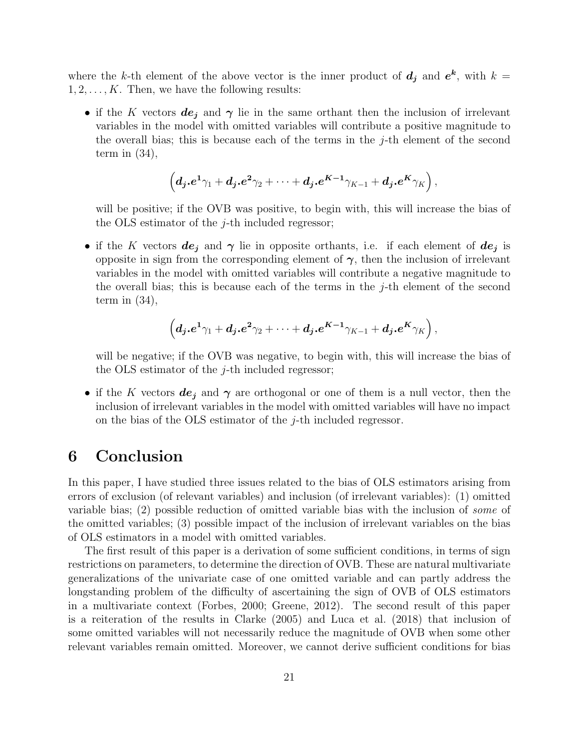where the $k$-th element of the above vector is the inner product of $\boldsymbol{d_j}$ and $\boldsymbol{e^k}$, with $k = 1, 2, \ldots, K$. Then, we have the following results:

- if the $K$ vectors $\boldsymbol{de_j}$ and $\boldsymbol{\gamma}$ lie in the same orthant then the inclusion of irrelevant variables in the model with omitted variables will contribute a positive magnitude to the overall bias; this is because each of the terms in the $j$-th element of the second term in (34),

$$\left(\boldsymbol{d_j}.\boldsymbol{e^1}\gamma_1 + \boldsymbol{d_j}.\boldsymbol{e^2}\gamma_2 + \cdots + \boldsymbol{d_j}.\boldsymbol{e^{K-1}}\gamma_{K-1} + \boldsymbol{d_j}.\boldsymbol{e^K}\gamma_K\right),$$

  will be positive; if the OVB was positive, to begin with, this will increase the bias of the OLS estimator of the $j$-th included regressor;

- if the $K$ vectors $\boldsymbol{de_j}$ and $\boldsymbol{\gamma}$ lie in opposite orthants, i.e. if each element of $\boldsymbol{de_j}$ is opposite in sign from the corresponding element of $\boldsymbol{\gamma}$, then the inclusion of irrelevant variables in the model with omitted variables will contribute a negative magnitude to the overall bias; this is because each of the terms in the $j$-th element of the second term in (34),

$$\left(\boldsymbol{d_j}.\boldsymbol{e^1}\gamma_1 + \boldsymbol{d_j}.\boldsymbol{e^2}\gamma_2 + \cdots + \boldsymbol{d_j}.\boldsymbol{e^{K-1}}\gamma_{K-1} + \boldsymbol{d_j}.\boldsymbol{e^K}\gamma_K\right),$$

  will be negative; if the OVB was negative, to begin with, this will increase the bias of the OLS estimator of the $j$-th included regressor;

- if the $K$ vectors $\boldsymbol{de_j}$ and $\boldsymbol{\gamma}$ are orthogonal or one of them is a null vector, then the inclusion of irrelevant variables in the model with omitted variables will have no impact on the bias of the OLS estimator of the $j$-th included regressor.

# 6 Conclusion

In this paper, I have studied three issues related to the bias of OLS estimators arising from errors of exclusion (of relevant variables) and inclusion (of irrelevant variables): (1) omitted variable bias; (2) possible reduction of omitted variable bias with the inclusion of *some* of the omitted variables; (3) possible impact of the inclusion of irrelevant variables on the bias of OLS estimators in a model with omitted variables.

The first result of this paper is a derivation of some sufficient conditions, in terms of sign restrictions on parameters, to determine the direction of OVB. These are natural multivariate generalizations of the univariate case of one omitted variable and can partly address the longstanding problem of the difficulty of ascertaining the sign of OVB of OLS estimators in a multivariate context (Forbes, 2000; Greene, 2012). The second result of this paper is a reiteration of the results in Clarke (2005) and Luca et al. (2018) that inclusion of some omitted variables will not necessarily reduce the magnitude of OVB when some other relevant variables remain omitted. Moreover, we cannot derive sufficient conditions for bias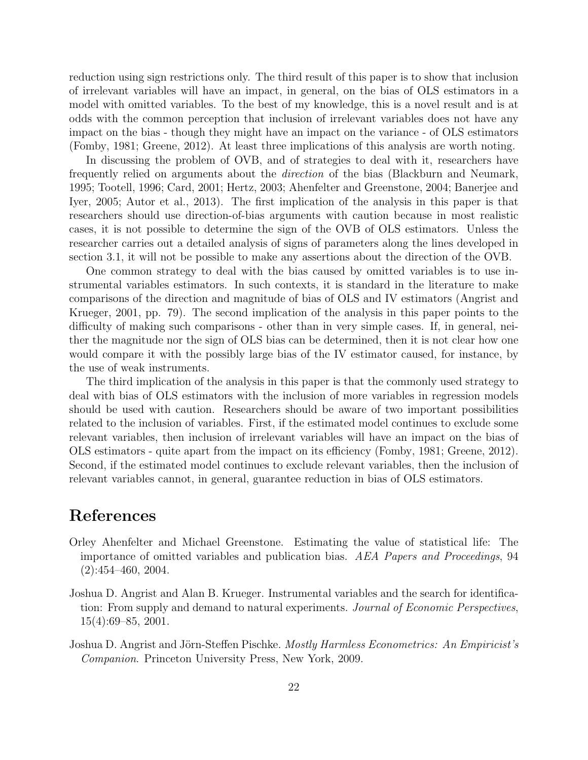reduction using sign restrictions only. The third result of this paper is to show that inclusion of irrelevant variables will have an impact, in general, on the bias of OLS estimators in a model with omitted variables. To the best of my knowledge, this is a novel result and is at odds with the common perception that inclusion of irrelevant variables does not have any impact on the bias - though they might have an impact on the variance - of OLS estimators (Fomby, 1981; Greene, 2012). At least three implications of this analysis are worth noting.

In discussing the problem of OVB, and of strategies to deal with it, researchers have frequently relied on arguments about the *direction* of the bias (Blackburn and Neumark, 1995; Tootell, 1996; Card, 2001; Hertz, 2003; Ahenfelter and Greenstone, 2004; Banerjee and Iyer, 2005; Autor et al., 2013). The first implication of the analysis in this paper is that researchers should use direction-of-bias arguments with caution because in most realistic cases, it is not possible to determine the sign of the OVB of OLS estimators. Unless the researcher carries out a detailed analysis of signs of parameters along the lines developed in section 3.1, it will not be possible to make any assertions about the direction of the OVB.

One common strategy to deal with the bias caused by omitted variables is to use instrumental variables estimators. In such contexts, it is standard in the literature to make comparisons of the direction and magnitude of bias of OLS and IV estimators (Angrist and Krueger, 2001, pp. 79). The second implication of the analysis in this paper points to the difficulty of making such comparisons - other than in very simple cases. If, in general, neither the magnitude nor the sign of OLS bias can be determined, then it is not clear how one would compare it with the possibly large bias of the IV estimator caused, for instance, by the use of weak instruments.

The third implication of the analysis in this paper is that the commonly used strategy to deal with bias of OLS estimators with the inclusion of more variables in regression models should be used with caution. Researchers should be aware of two important possibilities related to the inclusion of variables. First, if the estimated model continues to exclude some relevant variables, then inclusion of irrelevant variables will have an impact on the bias of OLS estimators - quite apart from the impact on its efficiency (Fomby, 1981; Greene, 2012). Second, if the estimated model continues to exclude relevant variables, then the inclusion of relevant variables cannot, in general, guarantee reduction in bias of OLS estimators.

# References

Orley Ahenfelter and Michael Greenstone. Estimating the value of statistical life: The importance of omitted variables and publication bias. *AEA Papers and Proceedings*, 94 (2):454–460, 2004.

Joshua D. Angrist and Alan B. Krueger. Instrumental variables and the search for identification: From supply and demand to natural experiments. *Journal of Economic Perspectives*, 15(4):69–85, 2001.

Joshua D. Angrist and Jörn-Steffen Pischke. *Mostly Harmless Econometrics: An Empiricist's Companion*. Princeton University Press, New York, 2009.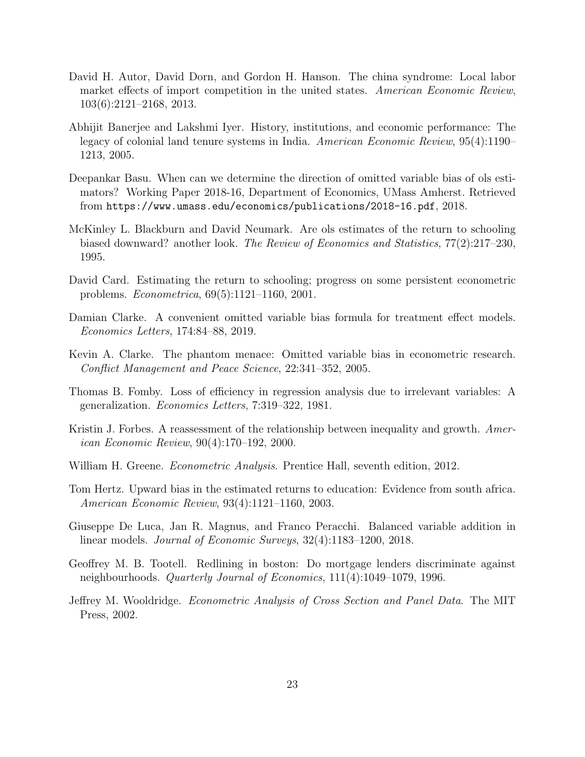David H. Autor, David Dorn, and Gordon H. Hanson. The china syndrome: Local labor market effects of import competition in the united states. *American Economic Review*, 103(6):2121–2168, 2013.

Abhijit Banerjee and Lakshmi Iyer. History, institutions, and economic performance: The legacy of colonial land tenure systems in India. *American Economic Review*, 95(4):1190–1213, 2005.

Deepankar Basu. When can we determine the direction of omitted variable bias of ols estimators? Working Paper 2018-16, Department of Economics, UMass Amherst. Retrieved from `https://www.umass.edu/economics/publications/2018-16.pdf`, 2018.

McKinley L. Blackburn and David Neumark. Are ols estimates of the return to schooling biased downward? another look. *The Review of Economics and Statistics*, 77(2):217–230, 1995.

David Card. Estimating the return to schooling; progress on some persistent econometric problems. *Econometrica*, 69(5):1121–1160, 2001.

Damian Clarke. A convenient omitted variable bias formula for treatment effect models. *Economics Letters*, 174:84–88, 2019.

Kevin A. Clarke. The phantom menace: Omitted variable bias in econometric research. *Conflict Management and Peace Science*, 22:341–352, 2005.

Thomas B. Fomby. Loss of efficiency in regression analysis due to irrelevant variables: A generalization. *Economics Letters*, 7:319–322, 1981.

Kristin J. Forbes. A reassessment of the relationship between inequality and growth. *American Economic Review*, 90(4):170–192, 2000.

William H. Greene. *Econometric Analysis*. Prentice Hall, seventh edition, 2012.

Tom Hertz. Upward bias in the estimated returns to education: Evidence from south africa. *American Economic Review*, 93(4):1121–1160, 2003.

Giuseppe De Luca, Jan R. Magnus, and Franco Peracchi. Balanced variable addition in linear models. *Journal of Economic Surveys*, 32(4):1183–1200, 2018.

Geoffrey M. B. Tootell. Redlining in boston: Do mortgage lenders discriminate against neighbourhoods. *Quarterly Journal of Economics*, 111(4):1049–1079, 1996.

Jeffrey M. Wooldridge. *Econometric Analysis of Cross Section and Panel Data*. The MIT Press, 2002.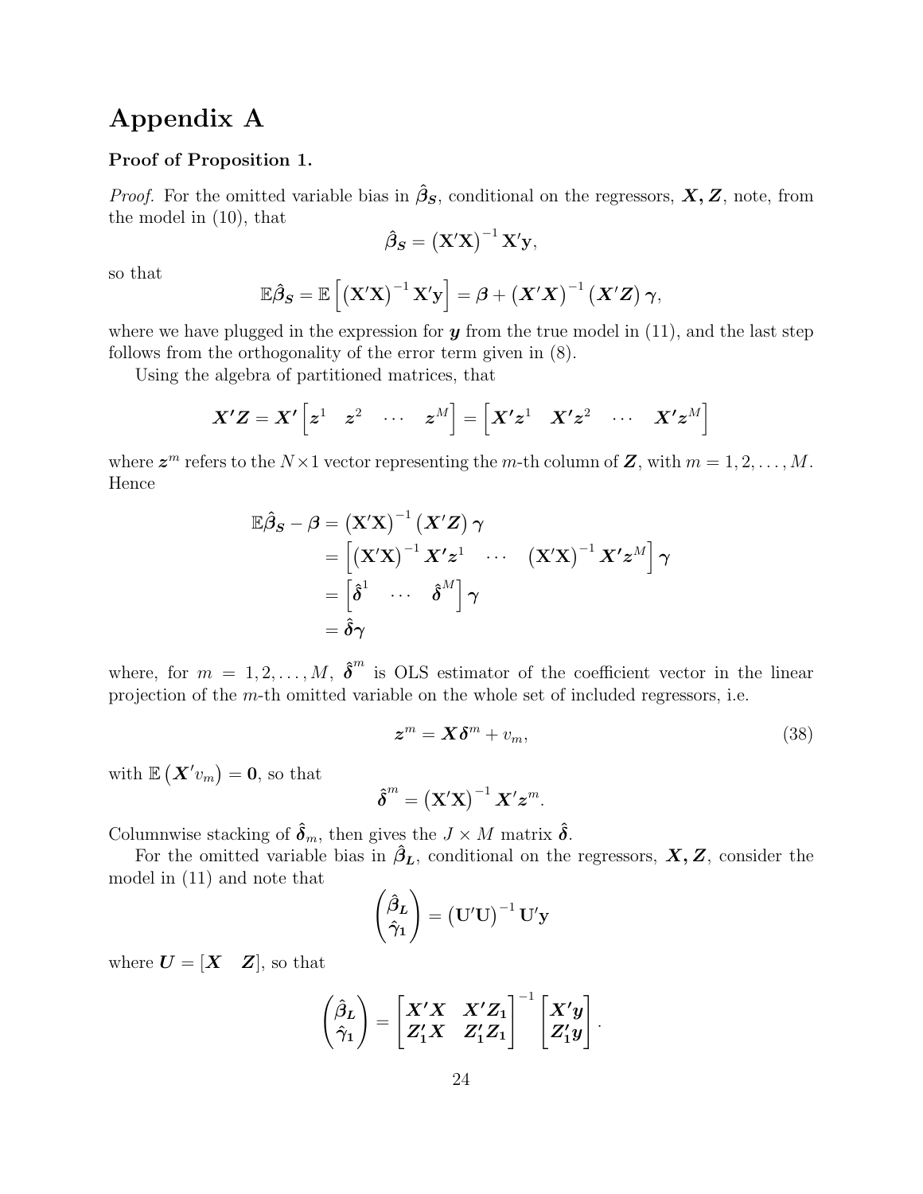# Appendix A

**Proof of Proposition 1.**

*Proof.* For the omitted variable bias in $\hat{\boldsymbol{\beta}}_{\boldsymbol{S}}$, conditional on the regressors, $\boldsymbol{X}, \boldsymbol{Z}$, note, from the model in (10), that

$$\hat{\boldsymbol{\beta}}_{\boldsymbol{S}} = \left(\mathbf{X}'\mathbf{X}\right)^{-1}\mathbf{X}'\mathbf{y},$$

so that

$$\mathbb{E}\hat{\boldsymbol{\beta}}_{\boldsymbol{S}} = \mathbb{E}\left[\left(\mathbf{X}'\mathbf{X}\right)^{-1}\mathbf{X}'\mathbf{y}\right] = \boldsymbol{\beta} + \left(\boldsymbol{X}'\boldsymbol{X}\right)^{-1}\left(\boldsymbol{X}'\boldsymbol{Z}\right)\boldsymbol{\gamma},$$

where we have plugged in the expression for $\boldsymbol{y}$ from the true model in (11), and the last step follows from the orthogonality of the error term given in (8).

Using the algebra of partitioned matrices, that

$$\boldsymbol{X}'\boldsymbol{Z} = \boldsymbol{X}'\begin{bmatrix}\boldsymbol{z}^1 & \boldsymbol{z}^2 & \cdots & \boldsymbol{z}^M\end{bmatrix} = \begin{bmatrix}\boldsymbol{X}'\boldsymbol{z}^1 & \boldsymbol{X}'\boldsymbol{z}^2 & \cdots & \boldsymbol{X}'\boldsymbol{z}^M\end{bmatrix}$$

where $\boldsymbol{z}^m$ refers to the $N \times 1$ vector representing the $m$-th column of $\boldsymbol{Z}$, with $m = 1, 2, \ldots, M$. Hence

$$\begin{aligned}
\mathbb{E}\hat{\boldsymbol{\beta}}_{\boldsymbol{S}} - \boldsymbol{\beta} &= \left(\mathbf{X}'\mathbf{X}\right)^{-1}\left(\boldsymbol{X}'\boldsymbol{Z}\right)\boldsymbol{\gamma} \\
&= \begin{bmatrix}\left(\mathbf{X}'\mathbf{X}\right)^{-1}\boldsymbol{X}'\boldsymbol{z}^1 & \cdots & \left(\mathbf{X}'\mathbf{X}\right)^{-1}\boldsymbol{X}'\boldsymbol{z}^M\end{bmatrix}\boldsymbol{\gamma} \\
&= \begin{bmatrix}\hat{\boldsymbol{\delta}}^1 & \cdots & \hat{\boldsymbol{\delta}}^M\end{bmatrix}\boldsymbol{\gamma} \\
&= \hat{\boldsymbol{\delta}}\boldsymbol{\gamma}
\end{aligned}$$

where, for $m = 1, 2, \ldots, M$, $\hat{\boldsymbol{\delta}}^m$ is OLS estimator of the coefficient vector in the linear projection of the $m$-th omitted variable on the whole set of included regressors, i.e.

$$\boldsymbol{z}^m = \boldsymbol{X}\boldsymbol{\delta}^m + v_m, \tag{38}$$

with $\mathbb{E}\left(\boldsymbol{X}'v_m\right) = \mathbf{0}$, so that

$$\hat{\boldsymbol{\delta}}^m = \left(\mathbf{X}'\mathbf{X}\right)^{-1}\boldsymbol{X}'\boldsymbol{z}^m.$$

Columnwise stacking of $\hat{\boldsymbol{\delta}}_m$, then gives the $J \times M$ matrix $\hat{\boldsymbol{\delta}}$.

For the omitted variable bias in $\hat{\boldsymbol{\beta}}_{\boldsymbol{L}}$, conditional on the regressors, $\boldsymbol{X}, \boldsymbol{Z}$, consider the model in (11) and note that

$$\begin{pmatrix}\hat{\boldsymbol{\beta}}_{\boldsymbol{L}} \\ \hat{\boldsymbol{\gamma}}_{\mathbf{1}}\end{pmatrix} = \left(\mathbf{U}'\mathbf{U}\right)^{-1}\mathbf{U}'\mathbf{y}$$

where $\boldsymbol{U} = [\boldsymbol{X} \quad \boldsymbol{Z}]$, so that

$$\begin{pmatrix}\hat{\boldsymbol{\beta}}_{\boldsymbol{L}} \\ \hat{\boldsymbol{\gamma}}_{\mathbf{1}}\end{pmatrix} = \begin{bmatrix}\boldsymbol{X}'\boldsymbol{X} & \boldsymbol{X}'\boldsymbol{Z}_{\mathbf{1}} \\ \boldsymbol{Z}_{\mathbf{1}}'\boldsymbol{X} & \boldsymbol{Z}_{\mathbf{1}}'\boldsymbol{Z}_{\mathbf{1}}\end{bmatrix}^{-1}\begin{bmatrix}\boldsymbol{X}'\boldsymbol{y} \\ \boldsymbol{Z}_{\mathbf{1}}'\boldsymbol{y}\end{bmatrix}.$$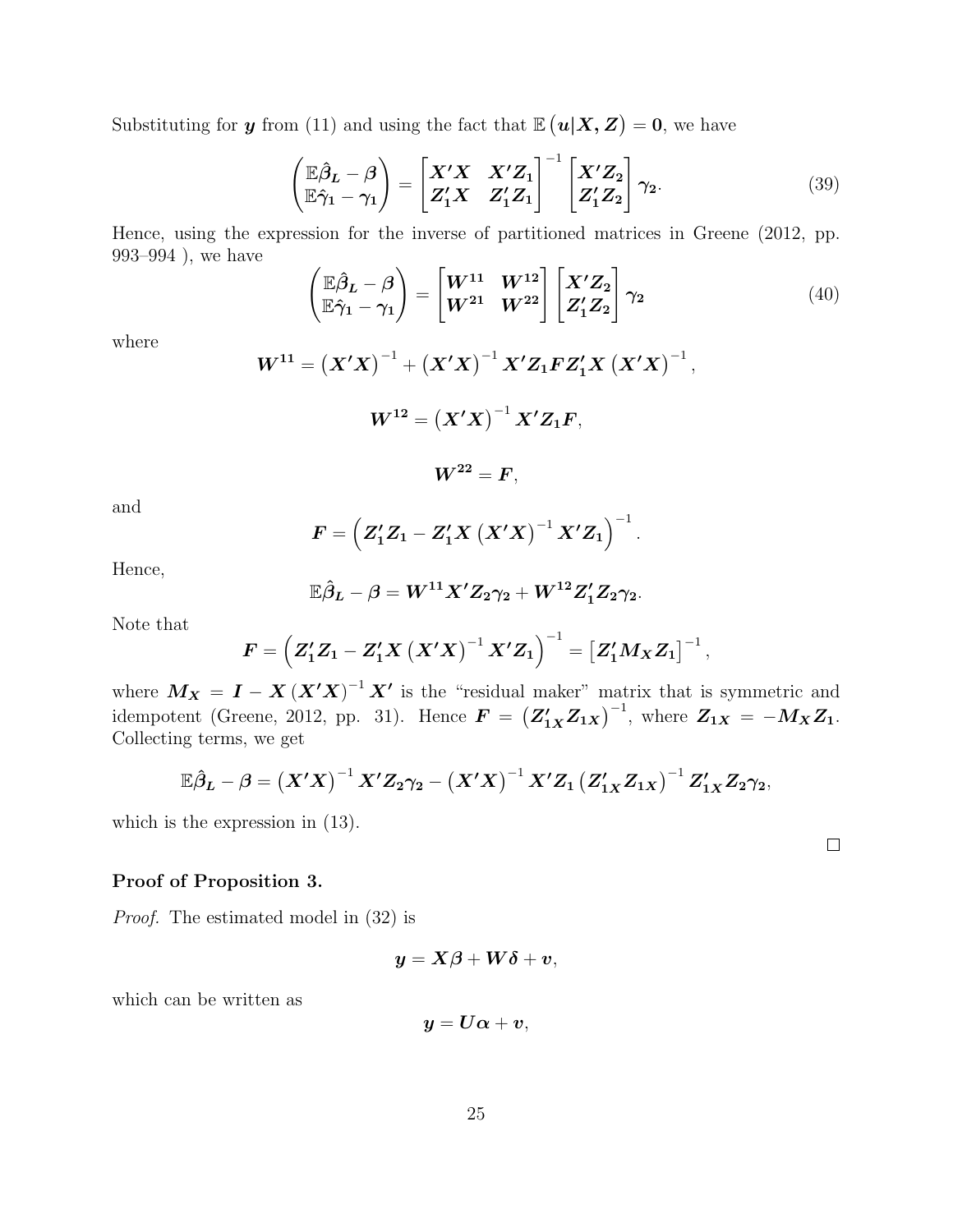Substituting for $\boldsymbol{y}$ from (11) and using the fact that $\mathbb{E}\left(\boldsymbol{u}|\boldsymbol{X},\boldsymbol{Z}\right)=\mathbf{0}$, we have

$$\begin{pmatrix} \mathbb{E}\hat{\boldsymbol{\beta}}_{\boldsymbol{L}}-\boldsymbol{\beta} \\ \mathbb{E}\hat{\boldsymbol{\gamma}}_{\boldsymbol{1}}-\boldsymbol{\gamma}_{\boldsymbol{1}} \end{pmatrix} = \begin{bmatrix} \boldsymbol{X'X} & \boldsymbol{X'Z_1} \\ \boldsymbol{Z_1'X} & \boldsymbol{Z_1'Z_1} \end{bmatrix}^{-1} \begin{bmatrix} \boldsymbol{X'Z_2} \\ \boldsymbol{Z_1'Z_2} \end{bmatrix} \boldsymbol{\gamma_2}. \tag{39}$$

Hence, using the expression for the inverse of partitioned matrices in Greene (2012, pp. 993–994 ), we have

$$\begin{pmatrix} \mathbb{E}\hat{\boldsymbol{\beta}}_{\boldsymbol{L}}-\boldsymbol{\beta} \\ \mathbb{E}\hat{\boldsymbol{\gamma}}_{\boldsymbol{1}}-\boldsymbol{\gamma}_{\boldsymbol{1}} \end{pmatrix} = \begin{bmatrix} \boldsymbol{W^{11}} & \boldsymbol{W^{12}} \\ \boldsymbol{W^{21}} & \boldsymbol{W^{22}} \end{bmatrix} \begin{bmatrix} \boldsymbol{X'Z_2} \\ \boldsymbol{Z_1'Z_2} \end{bmatrix} \boldsymbol{\gamma_2} \tag{40}$$

where

$$\boldsymbol{W^{11}} = \left(\boldsymbol{X'X}\right)^{-1} + \left(\boldsymbol{X'X}\right)^{-1}\boldsymbol{X'Z_1FZ_1'X}\left(\boldsymbol{X'X}\right)^{-1},$$

$$\boldsymbol{W^{12}} = \left(\boldsymbol{X'X}\right)^{-1}\boldsymbol{X'Z_1F},$$

$$\boldsymbol{W^{22}} = \boldsymbol{F},$$

and

$$\boldsymbol{F} = \left(\boldsymbol{Z_1'Z_1} - \boldsymbol{Z_1'X}\left(\boldsymbol{X'X}\right)^{-1}\boldsymbol{X'Z_1}\right)^{-1}.$$

Hence,

$$\mathbb{E}\hat{\boldsymbol{\beta}}_{\boldsymbol{L}}-\boldsymbol{\beta} = \boldsymbol{W^{11}X'Z_2\gamma_2} + \boldsymbol{W^{12}Z_1'Z_2\gamma_2}.$$

Note that

$$\boldsymbol{F} = \left(\boldsymbol{Z_1'Z_1} - \boldsymbol{Z_1'X}\left(\boldsymbol{X'X}\right)^{-1}\boldsymbol{X'Z_1}\right)^{-1} = \left[\boldsymbol{Z_1'M_XZ_1}\right]^{-1},$$

where $\boldsymbol{M_X} = \boldsymbol{I} - \boldsymbol{X}\left(\boldsymbol{X'X}\right)^{-1}\boldsymbol{X'}$ is the "residual maker" matrix that is symmetric and idempotent (Greene, 2012, pp. 31). Hence $\boldsymbol{F} = \left(\boldsymbol{Z_{1X}'Z_{1X}}\right)^{-1}$, where $\boldsymbol{Z_{1X}} = -\boldsymbol{M_XZ_1}$. Collecting terms, we get

$$\mathbb{E}\hat{\boldsymbol{\beta}}_{\boldsymbol{L}}-\boldsymbol{\beta} = \left(\boldsymbol{X'X}\right)^{-1}\boldsymbol{X'Z_2\gamma_2} - \left(\boldsymbol{X'X}\right)^{-1}\boldsymbol{X'Z_1}\left(\boldsymbol{Z_{1X}'Z_{1X}}\right)^{-1}\boldsymbol{Z_{1X}'Z_2\gamma_2},$$

which is the expression in (13).

□

**Proof of Proposition 3.**

*Proof.* The estimated model in (32) is

$$\boldsymbol{y} = \boldsymbol{X\beta} + \boldsymbol{W\delta} + \boldsymbol{v},$$

which can be written as

$$\boldsymbol{y} = \boldsymbol{U\alpha} + \boldsymbol{v},$$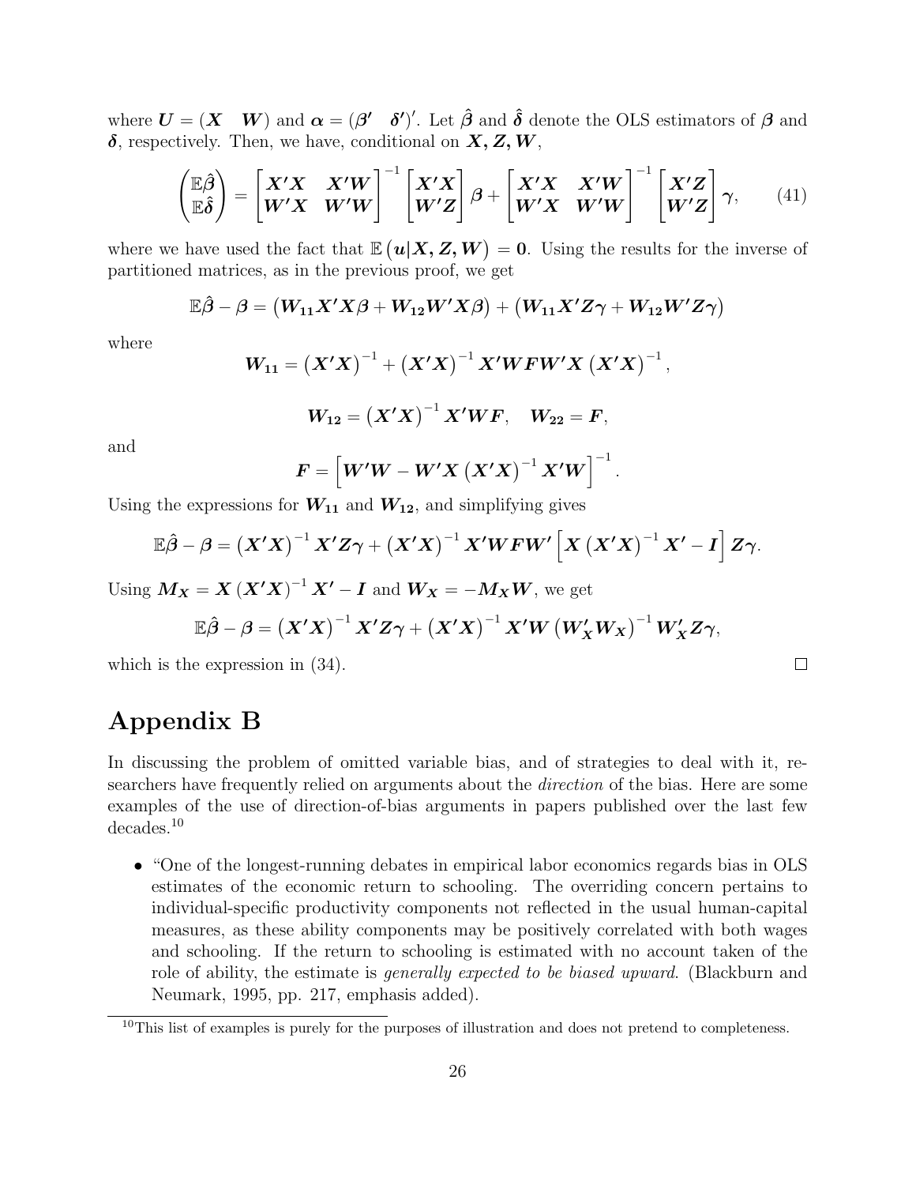where $\boldsymbol{U} = (\boldsymbol{X} \quad \boldsymbol{W})$ and $\boldsymbol{\alpha} = (\boldsymbol{\beta}' \quad \boldsymbol{\delta}')'$. Let $\hat{\boldsymbol{\beta}}$ and $\hat{\boldsymbol{\delta}}$ denote the OLS estimators of $\boldsymbol{\beta}$ and $\boldsymbol{\delta}$, respectively. Then, we have, conditional on $\boldsymbol{X}, \boldsymbol{Z}, \boldsymbol{W}$,

$$\begin{pmatrix} \mathbb{E}\hat{\boldsymbol{\beta}} \\ \mathbb{E}\hat{\boldsymbol{\delta}} \end{pmatrix} = \begin{bmatrix} \boldsymbol{X}'\boldsymbol{X} & \boldsymbol{X}'\boldsymbol{W} \\ \boldsymbol{W}'\boldsymbol{X} & \boldsymbol{W}'\boldsymbol{W} \end{bmatrix}^{-1} \begin{bmatrix} \boldsymbol{X}'\boldsymbol{X} \\ \boldsymbol{W}'\boldsymbol{Z} \end{bmatrix} \boldsymbol{\beta} + \begin{bmatrix} \boldsymbol{X}'\boldsymbol{X} & \boldsymbol{X}'\boldsymbol{W} \\ \boldsymbol{W}'\boldsymbol{X} & \boldsymbol{W}'\boldsymbol{W} \end{bmatrix}^{-1} \begin{bmatrix} \boldsymbol{X}'\boldsymbol{Z} \\ \boldsymbol{W}'\boldsymbol{Z} \end{bmatrix} \boldsymbol{\gamma}, \qquad (41)$$

where we have used the fact that $\mathbb{E}\left(\boldsymbol{u}|\boldsymbol{X}, \boldsymbol{Z}, \boldsymbol{W}\right) = \boldsymbol{0}$. Using the results for the inverse of partitioned matrices, as in the previous proof, we get

$$\mathbb{E}\hat{\boldsymbol{\beta}} - \boldsymbol{\beta} = \left(\boldsymbol{W_{11}}\boldsymbol{X}'\boldsymbol{X}\boldsymbol{\beta} + \boldsymbol{W_{12}}\boldsymbol{W}'\boldsymbol{X}\boldsymbol{\beta}\right) + \left(\boldsymbol{W_{11}}\boldsymbol{X}'\boldsymbol{Z}\boldsymbol{\gamma} + \boldsymbol{W_{12}}\boldsymbol{W}'\boldsymbol{Z}\boldsymbol{\gamma}\right)$$

where

$$\boldsymbol{W_{11}} = \left(\boldsymbol{X}'\boldsymbol{X}\right)^{-1} + \left(\boldsymbol{X}'\boldsymbol{X}\right)^{-1}\boldsymbol{X}'\boldsymbol{W}\boldsymbol{F}\boldsymbol{W}'\boldsymbol{X}\left(\boldsymbol{X}'\boldsymbol{X}\right)^{-1},$$

$$\boldsymbol{W_{12}} = \left(\boldsymbol{X}'\boldsymbol{X}\right)^{-1}\boldsymbol{X}'\boldsymbol{W}\boldsymbol{F}, \quad \boldsymbol{W_{22}} = \boldsymbol{F},$$

and

$$\boldsymbol{F} = \left[\boldsymbol{W}'\boldsymbol{W} - \boldsymbol{W}'\boldsymbol{X}\left(\boldsymbol{X}'\boldsymbol{X}\right)^{-1}\boldsymbol{X}'\boldsymbol{W}\right]^{-1}.$$

Using the expressions for $\boldsymbol{W_{11}}$ and $\boldsymbol{W_{12}}$, and simplifying gives

$$\mathbb{E}\hat{\boldsymbol{\beta}} - \boldsymbol{\beta} = \left(\boldsymbol{X}'\boldsymbol{X}\right)^{-1}\boldsymbol{X}'\boldsymbol{Z}\boldsymbol{\gamma} + \left(\boldsymbol{X}'\boldsymbol{X}\right)^{-1}\boldsymbol{X}'\boldsymbol{W}\boldsymbol{F}\boldsymbol{W}'\left[\boldsymbol{X}\left(\boldsymbol{X}'\boldsymbol{X}\right)^{-1}\boldsymbol{X}' - \boldsymbol{I}\right]\boldsymbol{Z}\boldsymbol{\gamma}.$$

Using $\boldsymbol{M_X} = \boldsymbol{X}\left(\boldsymbol{X}'\boldsymbol{X}\right)^{-1}\boldsymbol{X}' - \boldsymbol{I}$ and $\boldsymbol{W_X} = -\boldsymbol{M_X}\boldsymbol{W}$, we get

$$\mathbb{E}\hat{\boldsymbol{\beta}} - \boldsymbol{\beta} = \left(\boldsymbol{X}'\boldsymbol{X}\right)^{-1}\boldsymbol{X}'\boldsymbol{Z}\boldsymbol{\gamma} + \left(\boldsymbol{X}'\boldsymbol{X}\right)^{-1}\boldsymbol{X}'\boldsymbol{W}\left(\boldsymbol{W}_{\boldsymbol{X}}'\boldsymbol{W_X}\right)^{-1}\boldsymbol{W}_{\boldsymbol{X}}'\boldsymbol{Z}\boldsymbol{\gamma},$$

which is the expression in (34). □

# Appendix B

In discussing the problem of omitted variable bias, and of strategies to deal with it, researchers have frequently relied on arguments about the *direction* of the bias. Here are some examples of the use of direction-of-bias arguments in papers published over the last few decades.[10]

- "One of the longest-running debates in empirical labor economics regards bias in OLS estimates of the economic return to schooling. The overriding concern pertains to individual-specific productivity components not reflected in the usual human-capital measures, as these ability components may be positively correlated with both wages and schooling. If the return to schooling is estimated with no account taken of the role of ability, the estimate is *generally expected to be biased upward*. (Blackburn and Neumark, 1995, pp. 217, emphasis added).

[10] This list of examples is purely for the purposes of illustration and does not pretend to completeness.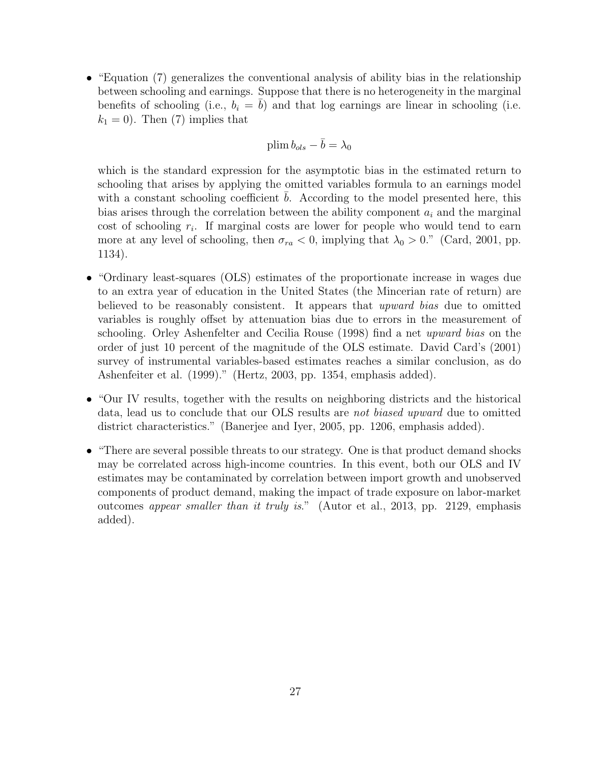- "Equation (7) generalizes the conventional analysis of ability bias in the relationship between schooling and earnings. Suppose that there is no heterogeneity in the marginal benefits of schooling (i.e., $b_i = \bar{b}$) and that log earnings are linear in schooling (i.e. $k_1 = 0$). Then (7) implies that

$$\text{plim}\, b_{ols} - \bar{b} = \lambda_0$$

which is the standard expression for the asymptotic bias in the estimated return to schooling that arises by applying the omitted variables formula to an earnings model with a constant schooling coefficient $\bar{b}$. According to the model presented here, this bias arises through the correlation between the ability component $a_i$ and the marginal cost of schooling $r_i$. If marginal costs are lower for people who would tend to earn more at any level of schooling, then $\sigma_{ra} < 0$, implying that $\lambda_0 > 0$." (Card, 2001, pp. 1134).

- "Ordinary least-squares (OLS) estimates of the proportionate increase in wages due to an extra year of education in the United States (the Mincerian rate of return) are believed to be reasonably consistent. It appears that *upward bias* due to omitted variables is roughly offset by attenuation bias due to errors in the measurement of schooling. Orley Ashenfelter and Cecilia Rouse (1998) find a net *upward bias* on the order of just 10 percent of the magnitude of the OLS estimate. David Card's (2001) survey of instrumental variables-based estimates reaches a similar conclusion, as do Ashenfeiter et al. (1999)." (Hertz, 2003, pp. 1354, emphasis added).

- "Our IV results, together with the results on neighboring districts and the historical data, lead us to conclude that our OLS results are *not biased upward* due to omitted district characteristics." (Banerjee and Iyer, 2005, pp. 1206, emphasis added).

- "There are several possible threats to our strategy. One is that product demand shocks may be correlated across high-income countries. In this event, both our OLS and IV estimates may be contaminated by correlation between import growth and unobserved components of product demand, making the impact of trade exposure on labor-market outcomes *appear smaller than it truly is*." (Autor et al., 2013, pp. 2129, emphasis added).